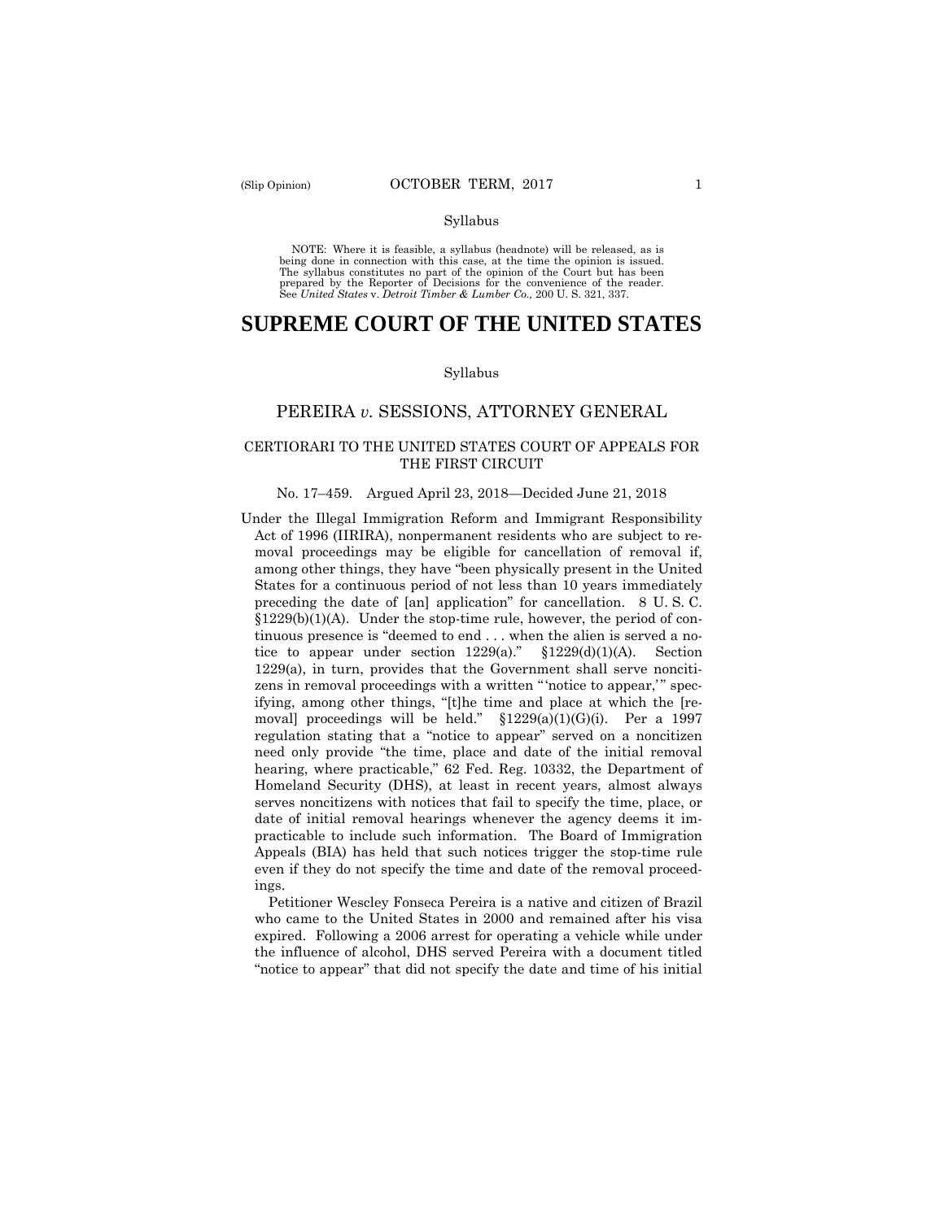Syllabus

NOTE: Where it is feasible, a syllabus (headnote) will be released, as is being done in connection with this case, at the time the opinion is issued. The syllabus constitutes no part of the opinion of the Court but has been prepared by the Reporter of Decisions for the convenience of the reader. See *United States* v. *Detroit Timber & Lumber Co.,* 200 U. S. 321, 337.

# SUPREME COURT OF THE UNITED STATES

Syllabus

## PEREIRA *v.* SESSIONS, ATTORNEY GENERAL

### CERTIORARI TO THE UNITED STATES COURT OF APPEALS FOR THE FIRST CIRCUIT

No. 17–459. Argued April 23, 2018—Decided June 21, 2018

Under the Illegal Immigration Reform and Immigrant Responsibility Act of 1996 (IIRIRA), nonpermanent residents who are subject to removal proceedings may be eligible for cancellation of removal if, among other things, they have "been physically present in the United States for a continuous period of not less than 10 years immediately preceding the date of [an] application" for cancellation. 8 U. S. C. §1229(b)(1)(A). Under the stop-time rule, however, the period of continuous presence is "deemed to end . . . when the alien is served a notice to appear under section 1229(a)." §1229(d)(1)(A). Section 1229(a), in turn, provides that the Government shall serve noncitizens in removal proceedings with a written "'notice to appear,'" specifying, among other things, "[t]he time and place at which the [removal] proceedings will be held." §1229(a)(1)(G)(i). Per a 1997 regulation stating that a "notice to appear" served on a noncitizen need only provide "the time, place and date of the initial removal hearing, where practicable," 62 Fed. Reg. 10332, the Department of Homeland Security (DHS), at least in recent years, almost always serves noncitizens with notices that fail to specify the time, place, or date of initial removal hearings whenever the agency deems it impracticable to include such information. The Board of Immigration Appeals (BIA) has held that such notices trigger the stop-time rule even if they do not specify the time and date of the removal proceedings.

Petitioner Wescley Fonseca Pereira is a native and citizen of Brazil who came to the United States in 2000 and remained after his visa expired. Following a 2006 arrest for operating a vehicle while under the influence of alcohol, DHS served Pereira with a document titled "notice to appear" that did not specify the date and time of his initial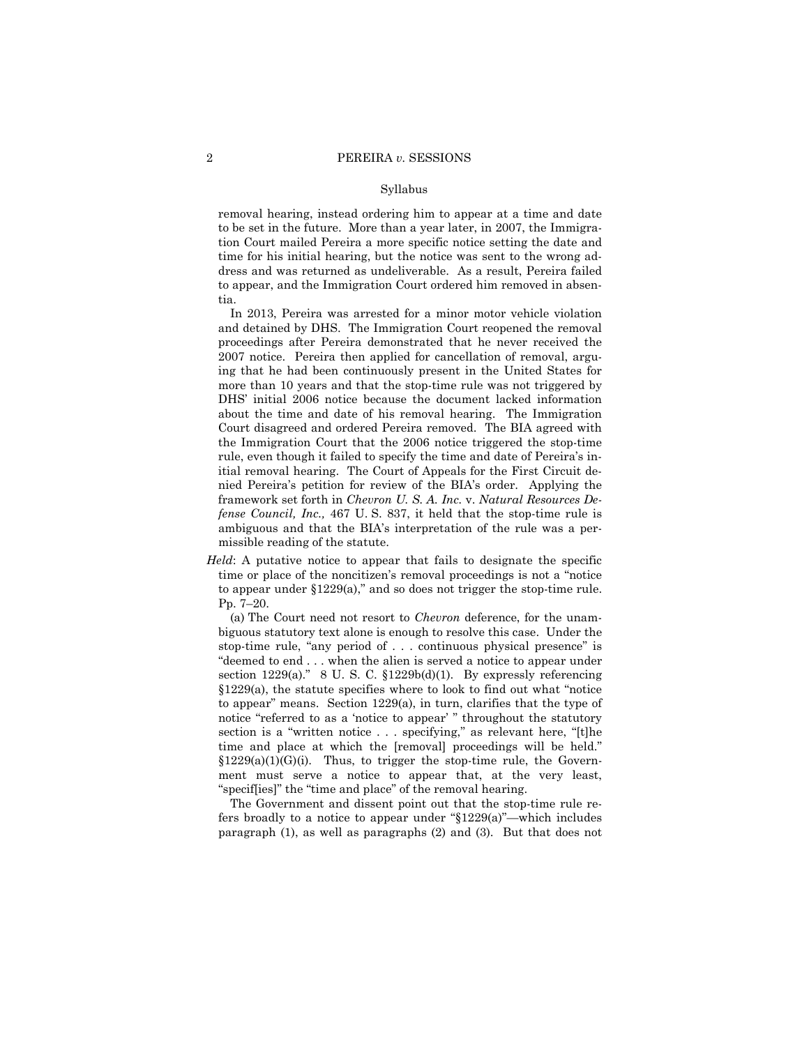removal hearing, instead ordering him to appear at a time and date to be set in the future. More than a year later, in 2007, the Immigration Court mailed Pereira a more specific notice setting the date and time for his initial hearing, but the notice was sent to the wrong address and was returned as undeliverable. As a result, Pereira failed to appear, and the Immigration Court ordered him removed in absentia.

In 2013, Pereira was arrested for a minor motor vehicle violation and detained by DHS. The Immigration Court reopened the removal proceedings after Pereira demonstrated that he never received the 2007 notice. Pereira then applied for cancellation of removal, arguing that he had been continuously present in the United States for more than 10 years and that the stop-time rule was not triggered by DHS' initial 2006 notice because the document lacked information about the time and date of his removal hearing. The Immigration Court disagreed and ordered Pereira removed. The BIA agreed with the Immigration Court that the 2006 notice triggered the stop-time rule, even though it failed to specify the time and date of Pereira's initial removal hearing. The Court of Appeals for the First Circuit denied Pereira's petition for review of the BIA's order. Applying the framework set forth in *Chevron U. S. A. Inc.* v. *Natural Resources Defense Council, Inc.,* 467 U. S. 837, it held that the stop-time rule is ambiguous and that the BIA's interpretation of the rule was a permissible reading of the statute.

*Held*: A putative notice to appear that fails to designate the specific time or place of the noncitizen's removal proceedings is not a "notice to appear under §1229(a)," and so does not trigger the stop-time rule. Pp. 7–20.

(a) The Court need not resort to *Chevron* deference, for the unambiguous statutory text alone is enough to resolve this case. Under the stop-time rule, "any period of . . . continuous physical presence" is "deemed to end . . . when the alien is served a notice to appear under section 1229(a)." 8 U. S. C. §1229b(d)(1). By expressly referencing §1229(a), the statute specifies where to look to find out what "notice to appear" means. Section 1229(a), in turn, clarifies that the type of notice "referred to as a 'notice to appear' " throughout the statutory section is a "written notice . . . specifying," as relevant here, "[t]he time and place at which the [removal] proceedings will be held." §1229(a)(1)(G)(i). Thus, to trigger the stop-time rule, the Government must serve a notice to appear that, at the very least, "specif[ies]" the "time and place" of the removal hearing.

The Government and dissent point out that the stop-time rule refers broadly to a notice to appear under "§1229(a)"—which includes paragraph (1), as well as paragraphs (2) and (3). But that does not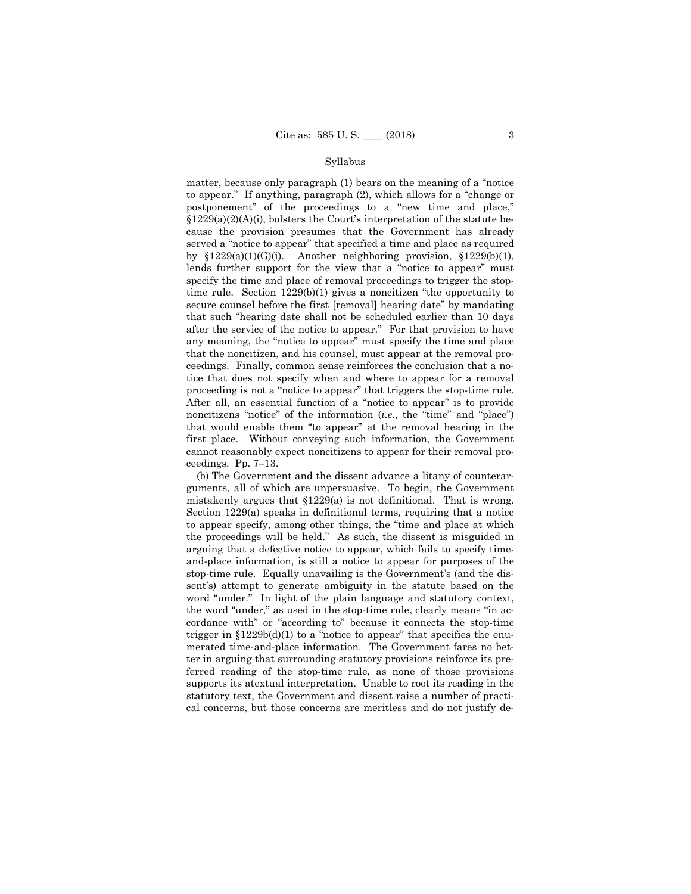matter, because only paragraph (1) bears on the meaning of a "notice to appear." If anything, paragraph (2), which allows for a "change or postponement" of the proceedings to a "new time and place," §1229(a)(2)(A)(i), bolsters the Court's interpretation of the statute because the provision presumes that the Government has already served a "notice to appear" that specified a time and place as required by §1229(a)(1)(G)(i). Another neighboring provision, §1229(b)(1), lends further support for the view that a "notice to appear" must specify the time and place of removal proceedings to trigger the stop-time rule. Section 1229(b)(1) gives a noncitizen "the opportunity to secure counsel before the first [removal] hearing date" by mandating that such "hearing date shall not be scheduled earlier than 10 days after the service of the notice to appear." For that provision to have any meaning, the "notice to appear" must specify the time and place that the noncitizen, and his counsel, must appear at the removal proceedings. Finally, common sense reinforces the conclusion that a notice that does not specify when and where to appear for a removal proceeding is not a "notice to appear" that triggers the stop-time rule. After all, an essential function of a "notice to appear" is to provide noncitizens "notice" of the information (*i.e.*, the "time" and "place") that would enable them "to appear" at the removal hearing in the first place. Without conveying such information, the Government cannot reasonably expect noncitizens to appear for their removal proceedings. Pp. 7–13.

(b) The Government and the dissent advance a litany of counterarguments, all of which are unpersuasive. To begin, the Government mistakenly argues that §1229(a) is not definitional. That is wrong. Section 1229(a) speaks in definitional terms, requiring that a notice to appear specify, among other things, the "time and place at which the proceedings will be held." As such, the dissent is misguided in arguing that a defective notice to appear, which fails to specify time-and-place information, is still a notice to appear for purposes of the stop-time rule. Equally unavailing is the Government's (and the dissent's) attempt to generate ambiguity in the statute based on the word "under." In light of the plain language and statutory context, the word "under," as used in the stop-time rule, clearly means "in accordance with" or "according to" because it connects the stop-time trigger in §1229b(d)(1) to a "notice to appear" that specifies the enumerated time-and-place information. The Government fares no better in arguing that surrounding statutory provisions reinforce its preferred reading of the stop-time rule, as none of those provisions supports its atextual interpretation. Unable to root its reading in the statutory text, the Government and dissent raise a number of practical concerns, but those concerns are meritless and do not justify de-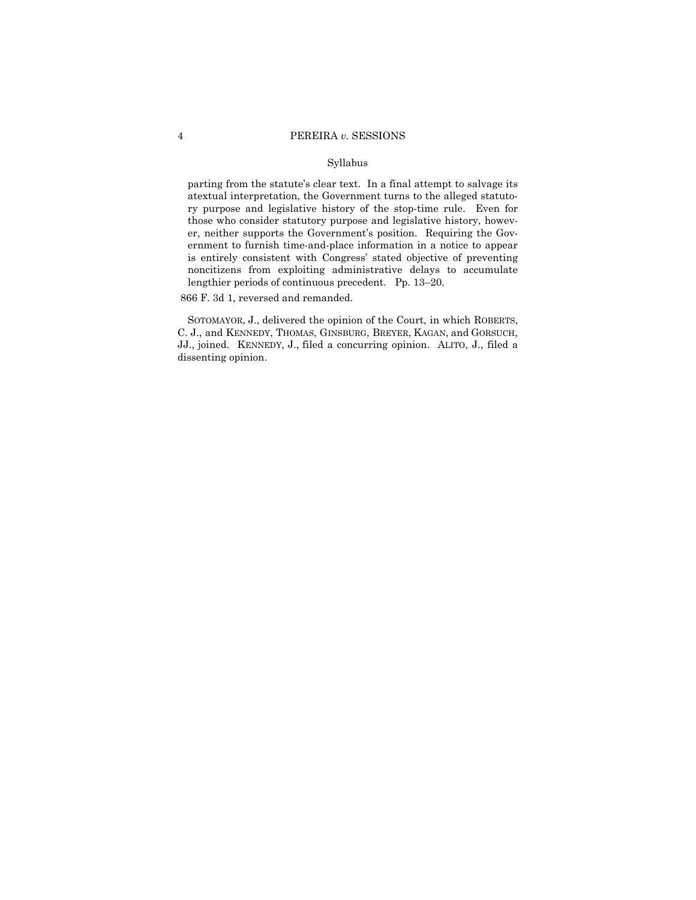Syllabus

parting from the statute's clear text. In a final attempt to salvage its atextual interpretation, the Government turns to the alleged statutory purpose and legislative history of the stop-time rule. Even for those who consider statutory purpose and legislative history, however, neither supports the Government's position. Requiring the Government to furnish time-and-place information in a notice to appear is entirely consistent with Congress' stated objective of preventing noncitizens from exploiting administrative delays to accumulate lengthier periods of continuous precedent. Pp. 13–20.

866 F. 3d 1, reversed and remanded.

SOTOMAYOR, J., delivered the opinion of the Court, in which ROBERTS, C. J., and KENNEDY, THOMAS, GINSBURG, BREYER, KAGAN, and GORSUCH, JJ., joined. KENNEDY, J., filed a concurring opinion. ALITO, J., filed a dissenting opinion.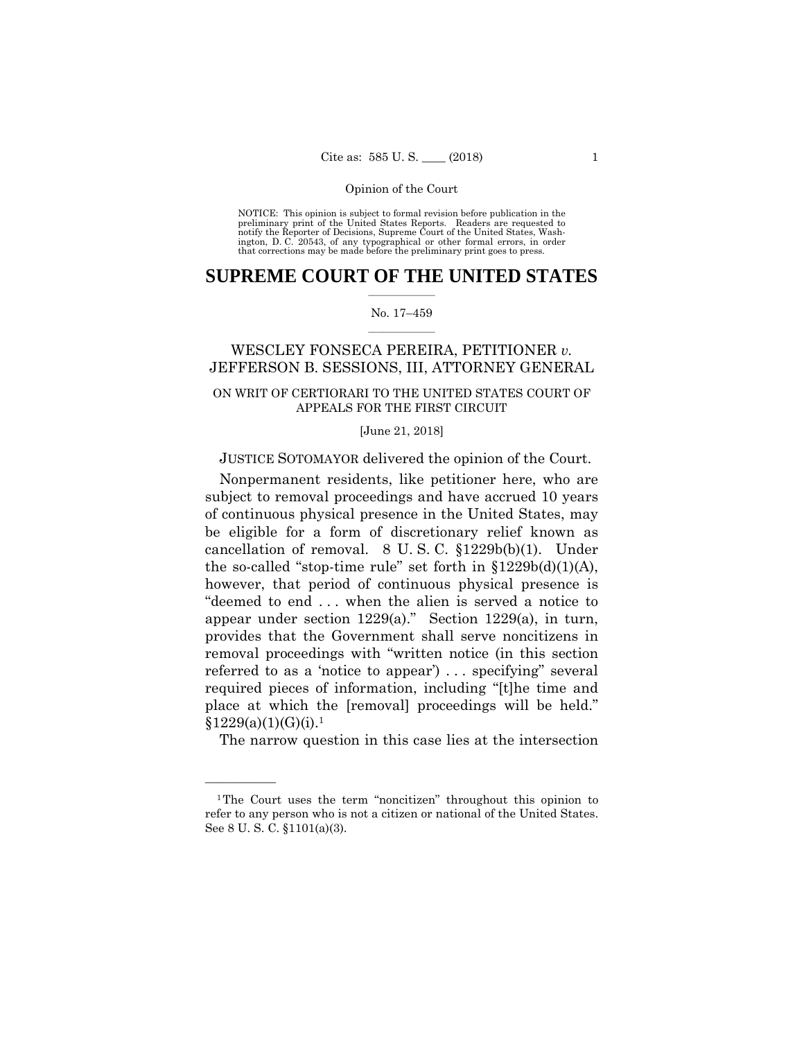Opinion of the Court

NOTICE: This opinion is subject to formal revision before publication in the preliminary print of the United States Reports. Readers are requested to notify the Reporter of Decisions, Supreme Court of the United States, Washington, D. C. 20543, of any typographical or other formal errors, in order that corrections may be made before the preliminary print goes to press.

# SUPREME COURT OF THE UNITED STATES

No. 17–459

WESCLEY FONSECA PEREIRA, PETITIONER *v.* JEFFERSON B. SESSIONS, III, ATTORNEY GENERAL

ON WRIT OF CERTIORARI TO THE UNITED STATES COURT OF APPEALS FOR THE FIRST CIRCUIT

[June 21, 2018]

JUSTICE SOTOMAYOR delivered the opinion of the Court.

Nonpermanent residents, like petitioner here, who are subject to removal proceedings and have accrued 10 years of continuous physical presence in the United States, may be eligible for a form of discretionary relief known as cancellation of removal. 8 U. S. C. §1229b(b)(1). Under the so-called "stop-time rule" set forth in §1229b(d)(1)(A), however, that period of continuous physical presence is "deemed to end . . . when the alien is served a notice to appear under section 1229(a)." Section 1229(a), in turn, provides that the Government shall serve noncitizens in removal proceedings with "written notice (in this section referred to as a 'notice to appear') . . . specifying" several required pieces of information, including "[t]he time and place at which the [removal] proceedings will be held." §1229(a)(1)(G)(i).[1]

The narrow question in this case lies at the intersection

[1] The Court uses the term "noncitizen" throughout this opinion to refer to any person who is not a citizen or national of the United States. See 8 U. S. C. §1101(a)(3).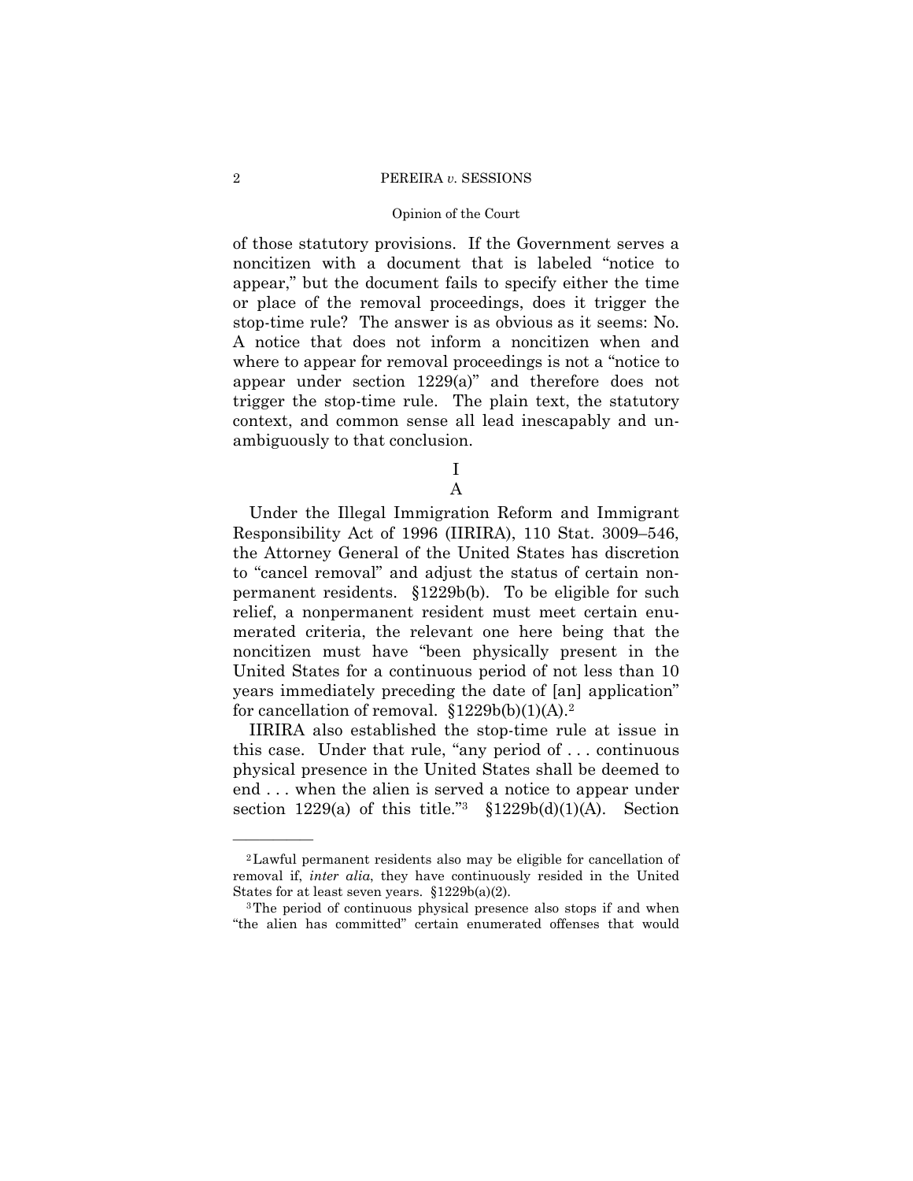of those statutory provisions. If the Government serves a noncitizen with a document that is labeled "notice to appear," but the document fails to specify either the time or place of the removal proceedings, does it trigger the stop-time rule? The answer is as obvious as it seems: No. A notice that does not inform a noncitizen when and where to appear for removal proceedings is not a "notice to appear under section 1229(a)" and therefore does not trigger the stop-time rule. The plain text, the statutory context, and common sense all lead inescapably and unambiguously to that conclusion.

# I

## A

Under the Illegal Immigration Reform and Immigrant Responsibility Act of 1996 (IIRIRA), 110 Stat. 3009–546, the Attorney General of the United States has discretion to "cancel removal" and adjust the status of certain nonpermanent residents. §1229b(b). To be eligible for such relief, a nonpermanent resident must meet certain enumerated criteria, the relevant one here being that the noncitizen must have "been physically present in the United States for a continuous period of not less than 10 years immediately preceding the date of [an] application" for cancellation of removal. §1229b(b)(1)(A).[2]

IIRIRA also established the stop-time rule at issue in this case. Under that rule, "any period of . . . continuous physical presence in the United States shall be deemed to end . . . when the alien is served a notice to appear under section 1229(a) of this title."[3] §1229b(d)(1)(A). Section

---

[2] Lawful permanent residents also may be eligible for cancellation of removal if, *inter alia*, they have continuously resided in the United States for at least seven years. §1229b(a)(2).

[3] The period of continuous physical presence also stops if and when "the alien has committed" certain enumerated offenses that would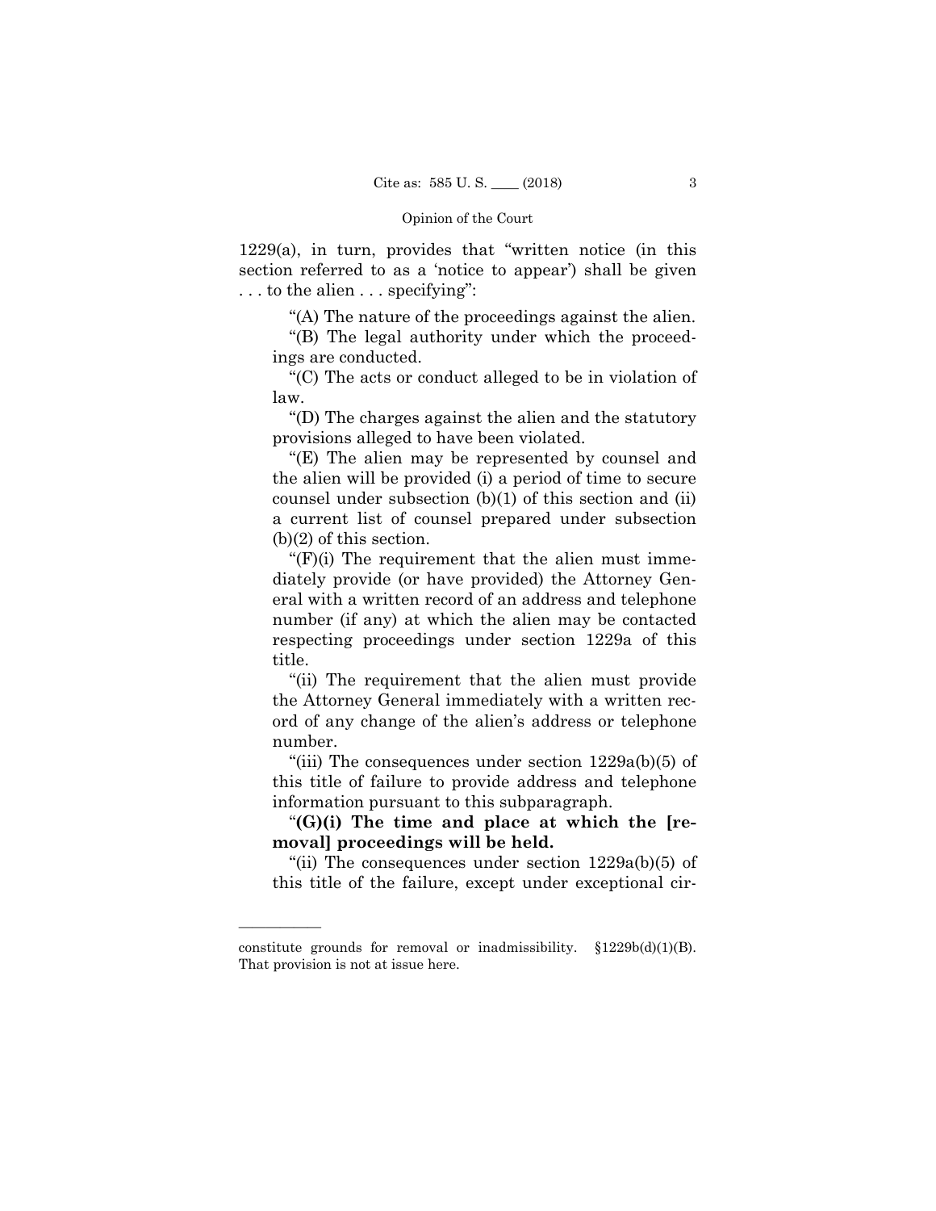1229(a), in turn, provides that "written notice (in this section referred to as a 'notice to appear') shall be given . . . to the alien . . . specifying":

> "(A) The nature of the proceedings against the alien.
>
> "(B) The legal authority under which the proceedings are conducted.
>
> "(C) The acts or conduct alleged to be in violation of law.
>
> "(D) The charges against the alien and the statutory provisions alleged to have been violated.
>
> "(E) The alien may be represented by counsel and the alien will be provided (i) a period of time to secure counsel under subsection (b)(1) of this section and (ii) a current list of counsel prepared under subsection (b)(2) of this section.
>
> "(F)(i) The requirement that the alien must immediately provide (or have provided) the Attorney General with a written record of an address and telephone number (if any) at which the alien may be contacted respecting proceedings under section 1229a of this title.
>
> "(ii) The requirement that the alien must provide the Attorney General immediately with a written record of any change of the alien's address or telephone number.
>
> "(iii) The consequences under section 1229a(b)(5) of this title of failure to provide address and telephone information pursuant to this subparagraph.
>
> "**(G)(i) The time and place at which the [removal] proceedings will be held.**
>
> "(ii) The consequences under section 1229a(b)(5) of this title of the failure, except under exceptional cir-

---

constitute grounds for removal or inadmissibility. §1229b(d)(1)(B). That provision is not at issue here.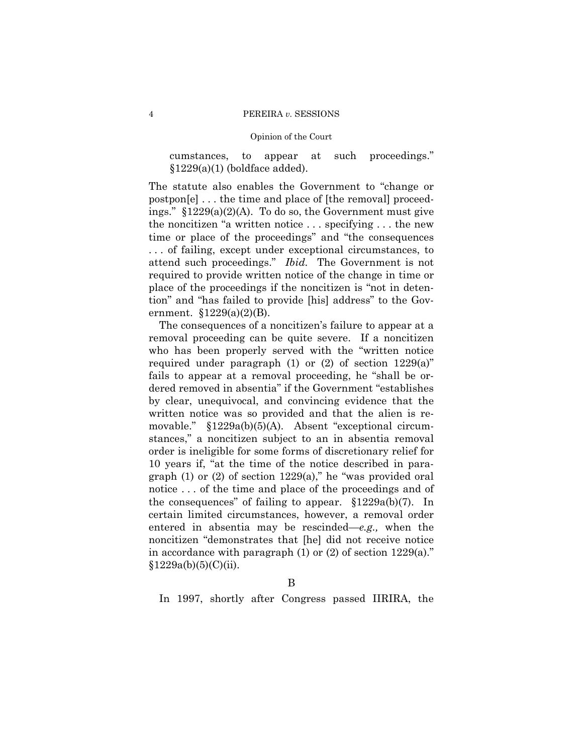cumstances, to appear at such proceedings." §1229(a)(1) (boldface added).

The statute also enables the Government to "change or postpon[e] . . . the time and place of [the removal] proceedings." §1229(a)(2)(A). To do so, the Government must give the noncitizen "a written notice . . . specifying . . . the new time or place of the proceedings" and "the consequences . . . of failing, except under exceptional circumstances, to attend such proceedings." *Ibid.* The Government is not required to provide written notice of the change in time or place of the proceedings if the noncitizen is "not in detention" and "has failed to provide [his] address" to the Government. §1229(a)(2)(B).

The consequences of a noncitizen's failure to appear at a removal proceeding can be quite severe. If a noncitizen who has been properly served with the "written notice required under paragraph (1) or (2) of section 1229(a)" fails to appear at a removal proceeding, he "shall be ordered removed in absentia" if the Government "establishes by clear, unequivocal, and convincing evidence that the written notice was so provided and that the alien is removable." §1229a(b)(5)(A). Absent "exceptional circumstances," a noncitizen subject to an in absentia removal order is ineligible for some forms of discretionary relief for 10 years if, "at the time of the notice described in paragraph (1) or (2) of section 1229(a)," he "was provided oral notice . . . of the time and place of the proceedings and of the consequences" of failing to appear. §1229a(b)(7). In certain limited circumstances, however, a removal order entered in absentia may be rescinded—*e.g.,* when the noncitizen "demonstrates that [he] did not receive notice in accordance with paragraph (1) or (2) of section 1229(a)." §1229a(b)(5)(C)(ii).

## B

In 1997, shortly after Congress passed IIRIRA, the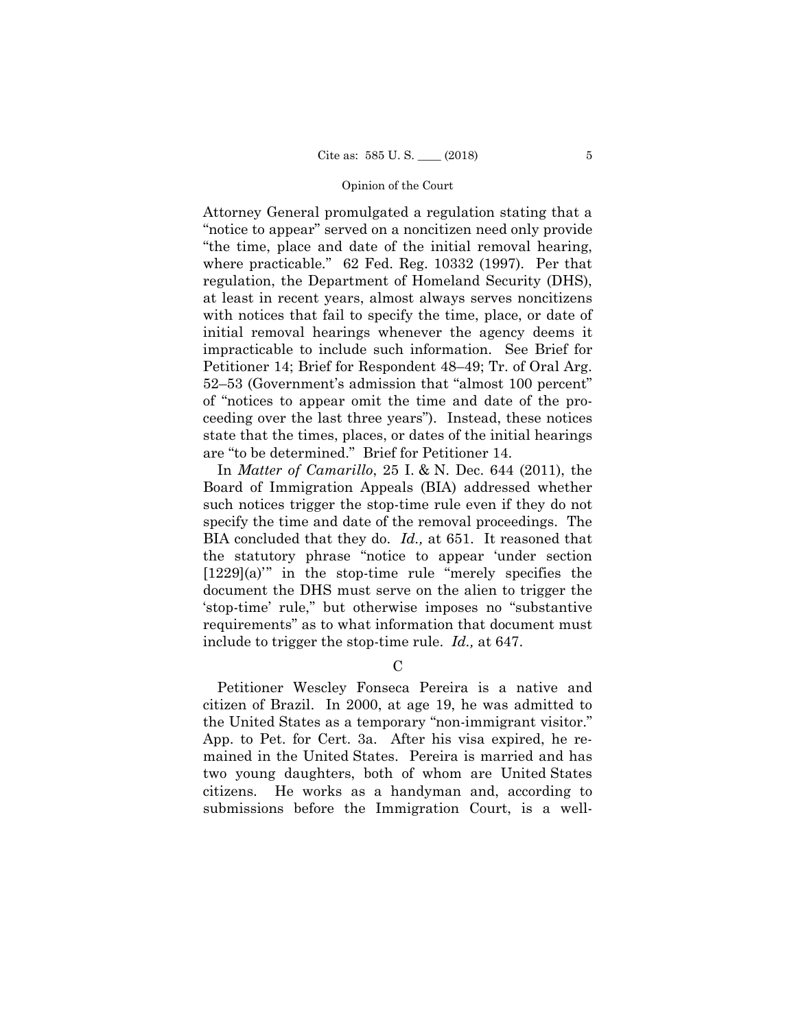Attorney General promulgated a regulation stating that a "notice to appear" served on a noncitizen need only provide "the time, place and date of the initial removal hearing, where practicable." 62 Fed. Reg. 10332 (1997). Per that regulation, the Department of Homeland Security (DHS), at least in recent years, almost always serves noncitizens with notices that fail to specify the time, place, or date of initial removal hearings whenever the agency deems it impracticable to include such information. See Brief for Petitioner 14; Brief for Respondent 48–49; Tr. of Oral Arg. 52–53 (Government's admission that "almost 100 percent" of "notices to appear omit the time and date of the proceeding over the last three years"). Instead, these notices state that the times, places, or dates of the initial hearings are "to be determined." Brief for Petitioner 14.

In *Matter of Camarillo*, 25 I. & N. Dec. 644 (2011), the Board of Immigration Appeals (BIA) addressed whether such notices trigger the stop-time rule even if they do not specify the time and date of the removal proceedings. The BIA concluded that they do. *Id.,* at 651. It reasoned that the statutory phrase "notice to appear 'under section [1229](a)'" in the stop-time rule "merely specifies the document the DHS must serve on the alien to trigger the 'stop-time' rule," but otherwise imposes no "substantive requirements" as to what information that document must include to trigger the stop-time rule. *Id.,* at 647.

C

Petitioner Wescley Fonseca Pereira is a native and citizen of Brazil. In 2000, at age 19, he was admitted to the United States as a temporary "non-immigrant visitor." App. to Pet. for Cert. 3a. After his visa expired, he remained in the United States. Pereira is married and has two young daughters, both of whom are United States citizens. He works as a handyman and, according to submissions before the Immigration Court, is a well-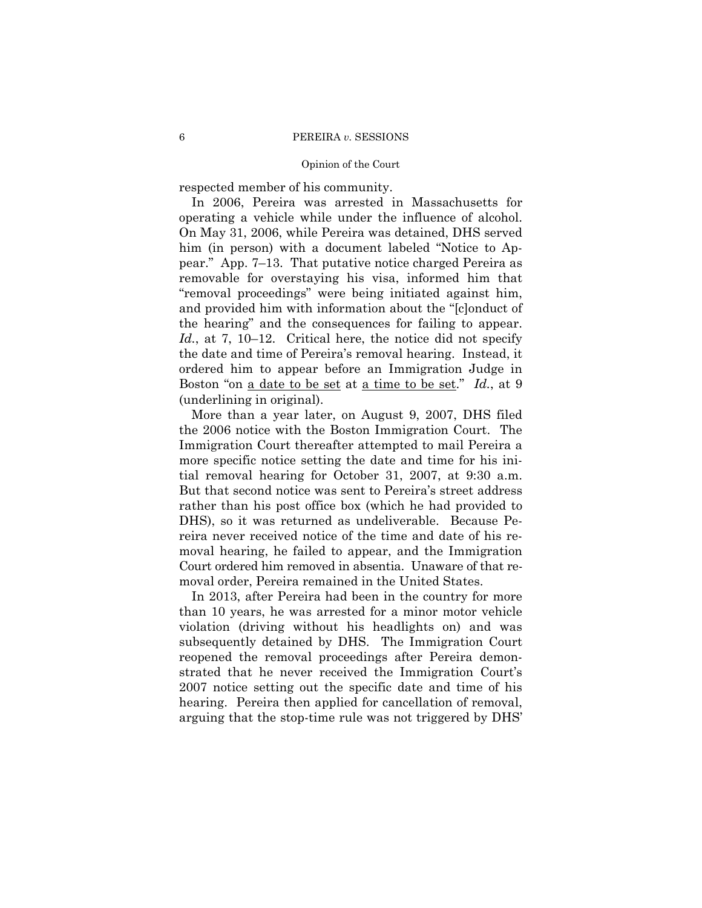respected member of his community.

In 2006, Pereira was arrested in Massachusetts for operating a vehicle while under the influence of alcohol. On May 31, 2006, while Pereira was detained, DHS served him (in person) with a document labeled "Notice to Appear." App. 7–13. That putative notice charged Pereira as removable for overstaying his visa, informed him that "removal proceedings" were being initiated against him, and provided him with information about the "[c]onduct of the hearing" and the consequences for failing to appear. *Id.*, at 7, 10–12. Critical here, the notice did not specify the date and time of Pereira's removal hearing. Instead, it ordered him to appear before an Immigration Judge in Boston "on <u>a date to be set</u> at <u>a time to be set</u>." *Id.*, at 9 (underlining in original).

More than a year later, on August 9, 2007, DHS filed the 2006 notice with the Boston Immigration Court. The Immigration Court thereafter attempted to mail Pereira a more specific notice setting the date and time for his initial removal hearing for October 31, 2007, at 9:30 a.m. But that second notice was sent to Pereira's street address rather than his post office box (which he had provided to DHS), so it was returned as undeliverable. Because Pereira never received notice of the time and date of his removal hearing, he failed to appear, and the Immigration Court ordered him removed in absentia. Unaware of that removal order, Pereira remained in the United States.

In 2013, after Pereira had been in the country for more than 10 years, he was arrested for a minor motor vehicle violation (driving without his headlights on) and was subsequently detained by DHS. The Immigration Court reopened the removal proceedings after Pereira demonstrated that he never received the Immigration Court's 2007 notice setting out the specific date and time of his hearing. Pereira then applied for cancellation of removal, arguing that the stop-time rule was not triggered by DHS'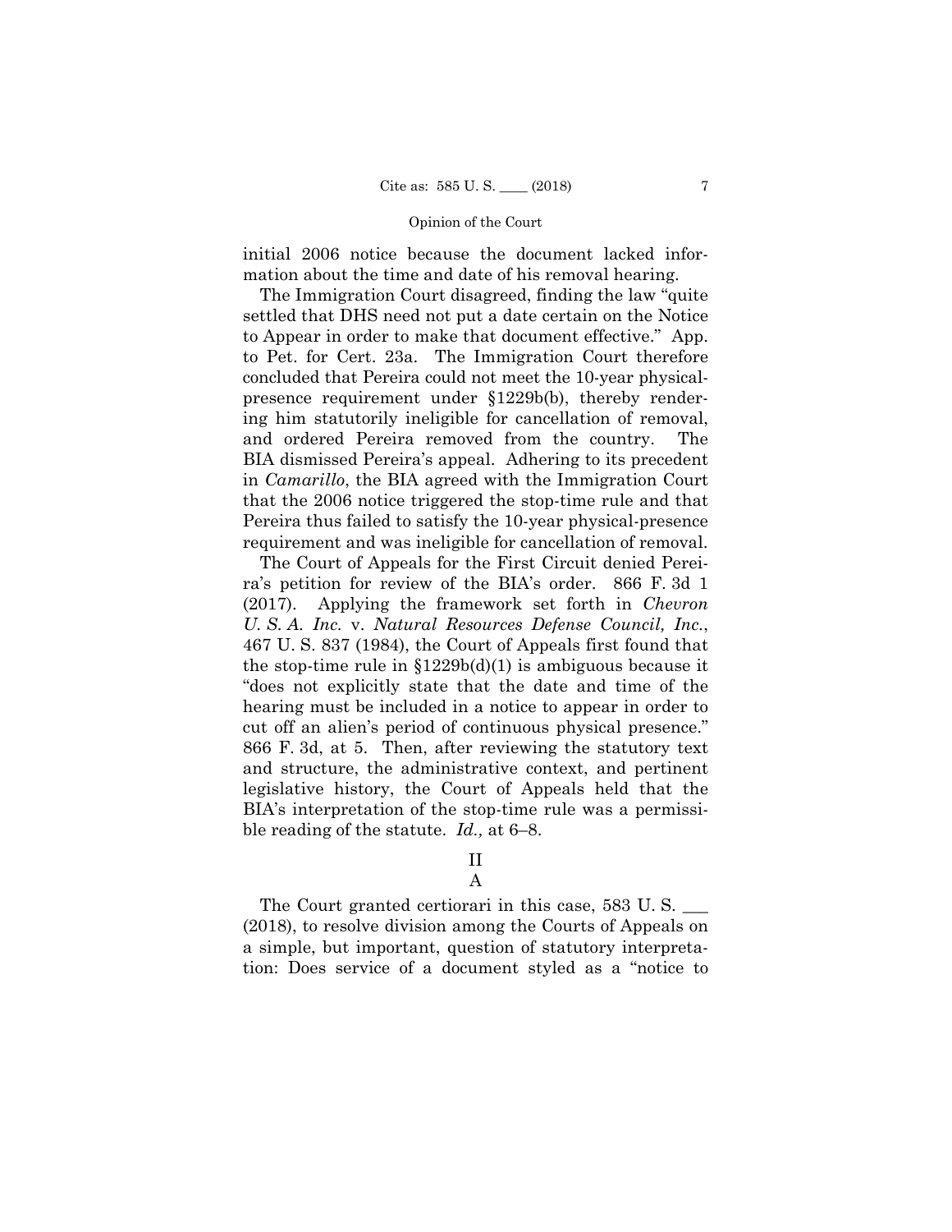initial 2006 notice because the document lacked information about the time and date of his removal hearing.

The Immigration Court disagreed, finding the law "quite settled that DHS need not put a date certain on the Notice to Appear in order to make that document effective." App. to Pet. for Cert. 23a. The Immigration Court therefore concluded that Pereira could not meet the 10-year physical-presence requirement under §1229b(b), thereby rendering him statutorily ineligible for cancellation of removal, and ordered Pereira removed from the country. The BIA dismissed Pereira's appeal. Adhering to its precedent in *Camarillo*, the BIA agreed with the Immigration Court that the 2006 notice triggered the stop-time rule and that Pereira thus failed to satisfy the 10-year physical-presence requirement and was ineligible for cancellation of removal.

The Court of Appeals for the First Circuit denied Pereira's petition for review of the BIA's order. 866 F. 3d 1 (2017). Applying the framework set forth in *Chevron U. S. A. Inc.* v. *Natural Resources Defense Council, Inc.*, 467 U. S. 837 (1984), the Court of Appeals first found that the stop-time rule in §1229b(d)(1) is ambiguous because it "does not explicitly state that the date and time of the hearing must be included in a notice to appear in order to cut off an alien's period of continuous physical presence." 866 F. 3d, at 5. Then, after reviewing the statutory text and structure, the administrative context, and pertinent legislative history, the Court of Appeals held that the BIA's interpretation of the stop-time rule was a permissible reading of the statute. *Id.,* at 6–8.

## II

### A

The Court granted certiorari in this case, 583 U. S. ___ (2018), to resolve division among the Courts of Appeals on a simple, but important, question of statutory interpretation: Does service of a document styled as a "notice to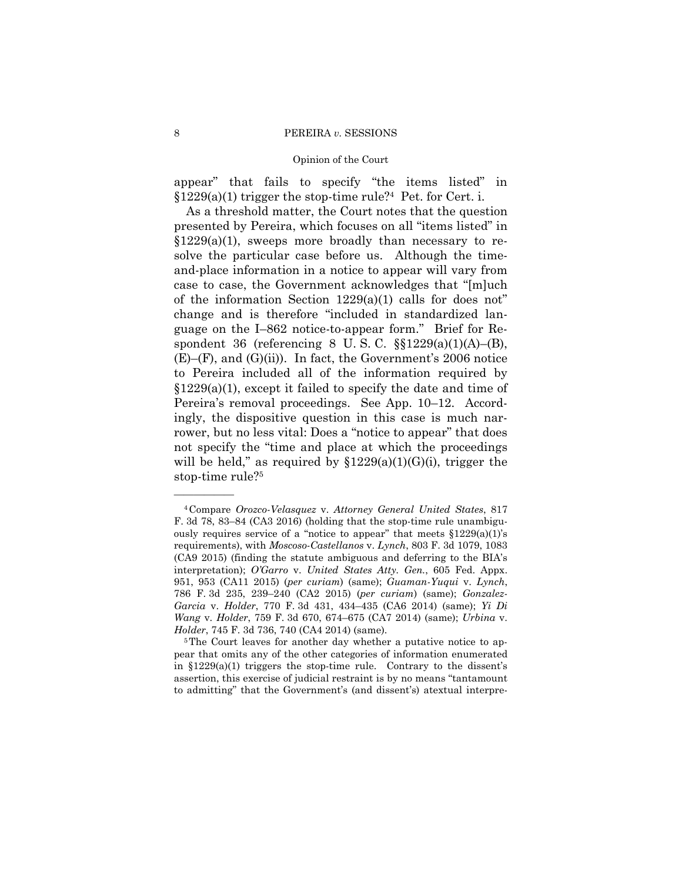appear" that fails to specify "the items listed" in §1229(a)(1) trigger the stop-time rule?[4] Pet. for Cert. i.

As a threshold matter, the Court notes that the question presented by Pereira, which focuses on all "items listed" in §1229(a)(1), sweeps more broadly than necessary to resolve the particular case before us. Although the time-and-place information in a notice to appear will vary from case to case, the Government acknowledges that "[m]uch of the information Section 1229(a)(1) calls for does not" change and is therefore "included in standardized language on the I–862 notice-to-appear form." Brief for Respondent 36 (referencing 8 U. S. C. §§1229(a)(1)(A)–(B), (E)–(F), and (G)(ii)). In fact, the Government's 2006 notice to Pereira included all of the information required by §1229(a)(1), except it failed to specify the date and time of Pereira's removal proceedings. See App. 10–12. Accordingly, the dispositive question in this case is much narrower, but no less vital: Does a "notice to appear" that does not specify the "time and place at which the proceedings will be held," as required by §1229(a)(1)(G)(i), trigger the stop-time rule?[5]

---

[4] Compare *Orozco-Velasquez* v. *Attorney General United States*, 817 F. 3d 78, 83–84 (CA3 2016) (holding that the stop-time rule unambiguously requires service of a "notice to appear" that meets §1229(a)(1)'s requirements), with *Moscoso-Castellanos* v. *Lynch*, 803 F. 3d 1079, 1083 (CA9 2015) (finding the statute ambiguous and deferring to the BIA's interpretation); *O'Garro* v. *United States Atty. Gen.*, 605 Fed. Appx. 951, 953 (CA11 2015) (*per curiam*) (same); *Guaman-Yuqui* v. *Lynch*, 786 F. 3d 235, 239–240 (CA2 2015) (*per curiam*) (same); *Gonzalez-Garcia* v. *Holder*, 770 F. 3d 431, 434–435 (CA6 2014) (same); *Yi Di Wang* v. *Holder*, 759 F. 3d 670, 674–675 (CA7 2014) (same); *Urbina* v. *Holder*, 745 F. 3d 736, 740 (CA4 2014) (same).

[5] The Court leaves for another day whether a putative notice to appear that omits any of the other categories of information enumerated in §1229(a)(1) triggers the stop-time rule. Contrary to the dissent's assertion, this exercise of judicial restraint is by no means "tantamount to admitting" that the Government's (and dissent's) atextual interpre-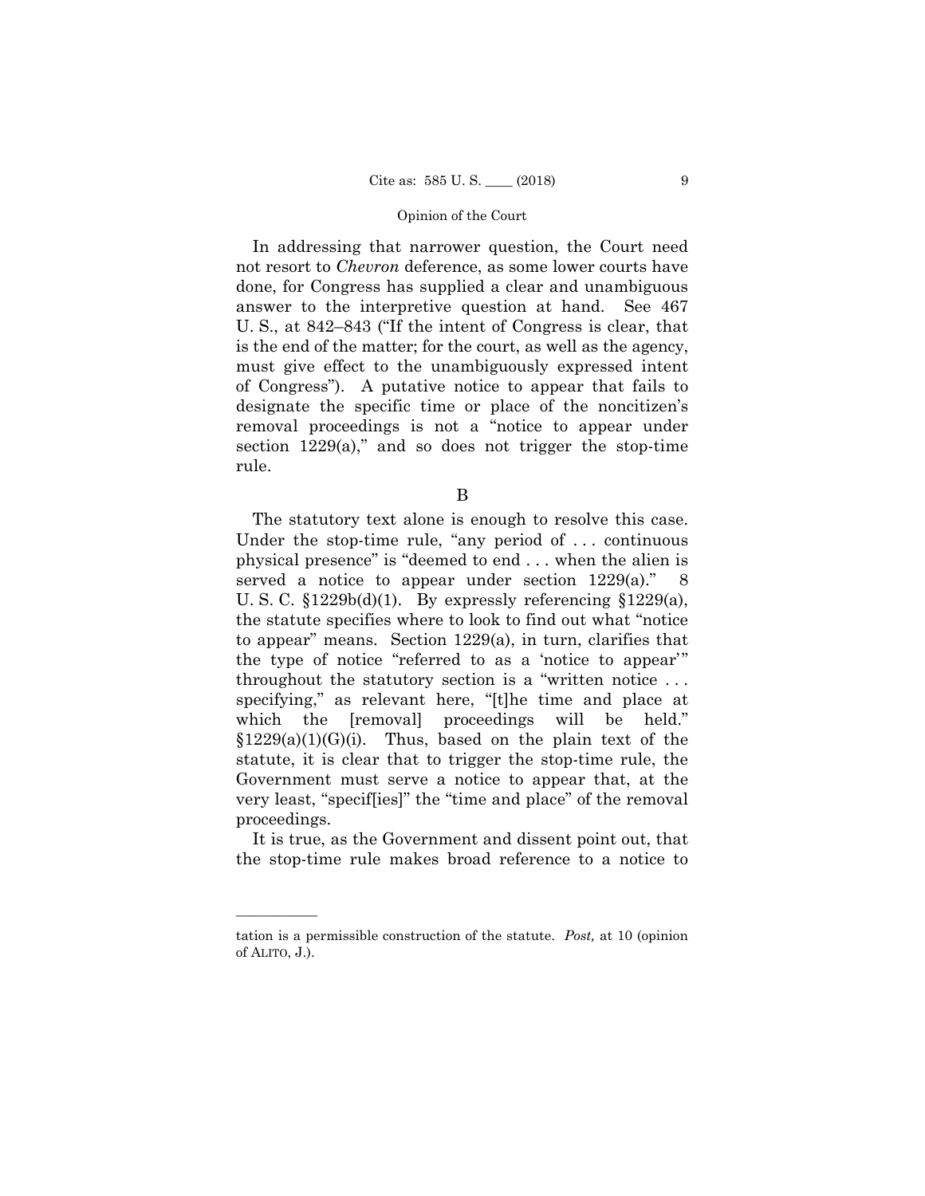In addressing that narrower question, the Court need not resort to *Chevron* deference, as some lower courts have done, for Congress has supplied a clear and unambiguous answer to the interpretive question at hand. See 467 U. S., at 842–843 ("If the intent of Congress is clear, that is the end of the matter; for the court, as well as the agency, must give effect to the unambiguously expressed intent of Congress"). A putative notice to appear that fails to designate the specific time or place of the noncitizen's removal proceedings is not a "notice to appear under section 1229(a)," and so does not trigger the stop-time rule.

B

The statutory text alone is enough to resolve this case. Under the stop-time rule, "any period of . . . continuous physical presence" is "deemed to end . . . when the alien is served a notice to appear under section 1229(a)." 8 U. S. C. §1229b(d)(1). By expressly referencing §1229(a), the statute specifies where to look to find out what "notice to appear" means. Section 1229(a), in turn, clarifies that the type of notice "referred to as a 'notice to appear'" throughout the statutory section is a "written notice . . . specifying," as relevant here, "[t]he time and place at which the [removal] proceedings will be held." §1229(a)(1)(G)(i). Thus, based on the plain text of the statute, it is clear that to trigger the stop-time rule, the Government must serve a notice to appear that, at the very least, "specif[ies]" the "time and place" of the removal proceedings.

It is true, as the Government and dissent point out, that the stop-time rule makes broad reference to a notice to

---

tation is a permissible construction of the statute. *Post,* at 10 (opinion of ALITO, J.).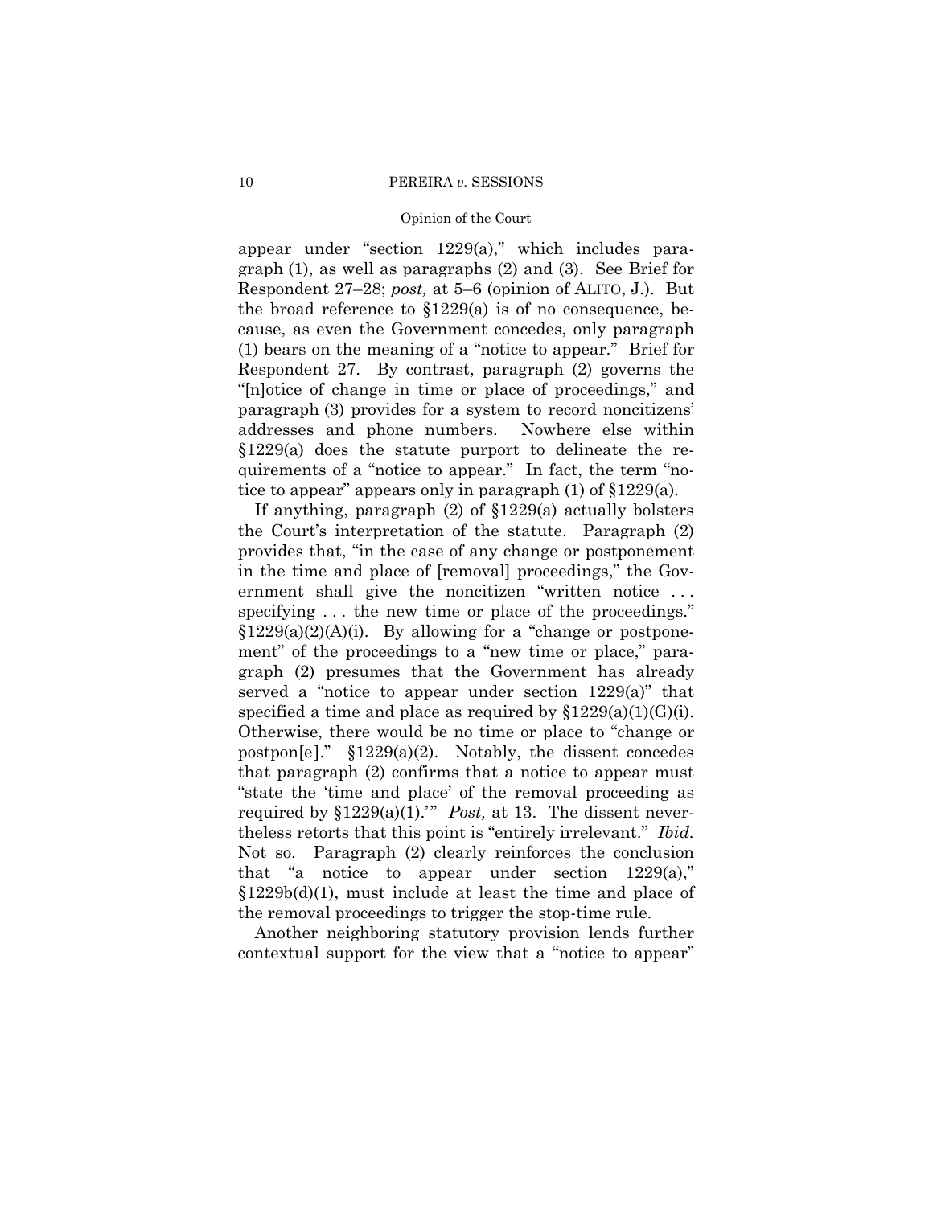appear under "section 1229(a)," which includes paragraph (1), as well as paragraphs (2) and (3). See Brief for Respondent 27–28; *post,* at 5–6 (opinion of ALITO, J.). But the broad reference to §1229(a) is of no consequence, because, as even the Government concedes, only paragraph (1) bears on the meaning of a "notice to appear." Brief for Respondent 27. By contrast, paragraph (2) governs the "[n]otice of change in time or place of proceedings," and paragraph (3) provides for a system to record noncitizens' addresses and phone numbers. Nowhere else within §1229(a) does the statute purport to delineate the requirements of a "notice to appear." In fact, the term "notice to appear" appears only in paragraph (1) of §1229(a).

If anything, paragraph (2) of §1229(a) actually bolsters the Court's interpretation of the statute. Paragraph (2) provides that, "in the case of any change or postponement in the time and place of [removal] proceedings," the Government shall give the noncitizen "written notice . . . specifying . . . the new time or place of the proceedings." §1229(a)(2)(A)(i). By allowing for a "change or postponement" of the proceedings to a "new time or place," paragraph (2) presumes that the Government has already served a "notice to appear under section 1229(a)" that specified a time and place as required by §1229(a)(1)(G)(i). Otherwise, there would be no time or place to "change or postpon[e]." §1229(a)(2). Notably, the dissent concedes that paragraph (2) confirms that a notice to appear must "state the 'time and place' of the removal proceeding as required by §1229(a)(1).'" *Post,* at 13. The dissent nevertheless retorts that this point is "entirely irrelevant." *Ibid.* Not so. Paragraph (2) clearly reinforces the conclusion that "a notice to appear under section 1229(a)," §1229b(d)(1), must include at least the time and place of the removal proceedings to trigger the stop-time rule.

Another neighboring statutory provision lends further contextual support for the view that a "notice to appear"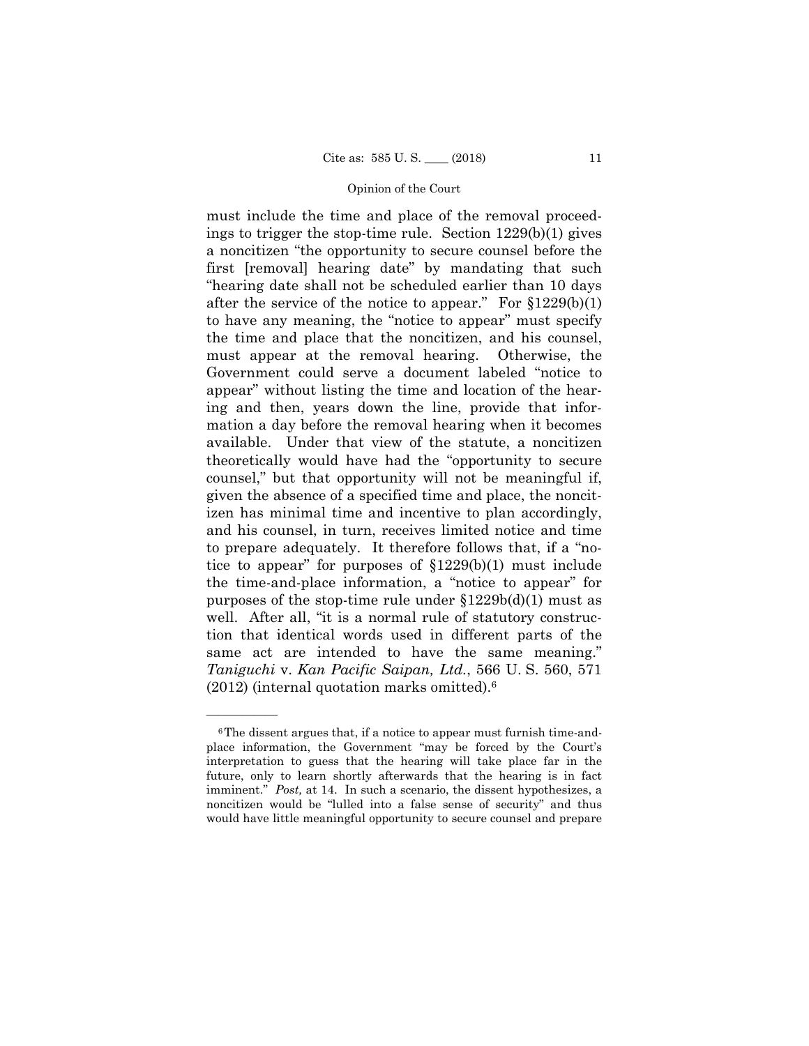must include the time and place of the removal proceedings to trigger the stop-time rule. Section 1229(b)(1) gives a noncitizen "the opportunity to secure counsel before the first [removal] hearing date" by mandating that such "hearing date shall not be scheduled earlier than 10 days after the service of the notice to appear." For §1229(b)(1) to have any meaning, the "notice to appear" must specify the time and place that the noncitizen, and his counsel, must appear at the removal hearing. Otherwise, the Government could serve a document labeled "notice to appear" without listing the time and location of the hearing and then, years down the line, provide that information a day before the removal hearing when it becomes available. Under that view of the statute, a noncitizen theoretically would have had the "opportunity to secure counsel," but that opportunity will not be meaningful if, given the absence of a specified time and place, the noncitizen has minimal time and incentive to plan accordingly, and his counsel, in turn, receives limited notice and time to prepare adequately. It therefore follows that, if a "notice to appear" for purposes of §1229(b)(1) must include the time-and-place information, a "notice to appear" for purposes of the stop-time rule under §1229b(d)(1) must as well. After all, "it is a normal rule of statutory construction that identical words used in different parts of the same act are intended to have the same meaning." *Taniguchi* v. *Kan Pacific Saipan, Ltd.*, 566 U. S. 560, 571 (2012) (internal quotation marks omitted).[6]

---

[6] The dissent argues that, if a notice to appear must furnish time-and-place information, the Government "may be forced by the Court's interpretation to guess that the hearing will take place far in the future, only to learn shortly afterwards that the hearing is in fact imminent." *Post,* at 14. In such a scenario, the dissent hypothesizes, a noncitizen would be "lulled into a false sense of security" and thus would have little meaningful opportunity to secure counsel and prepare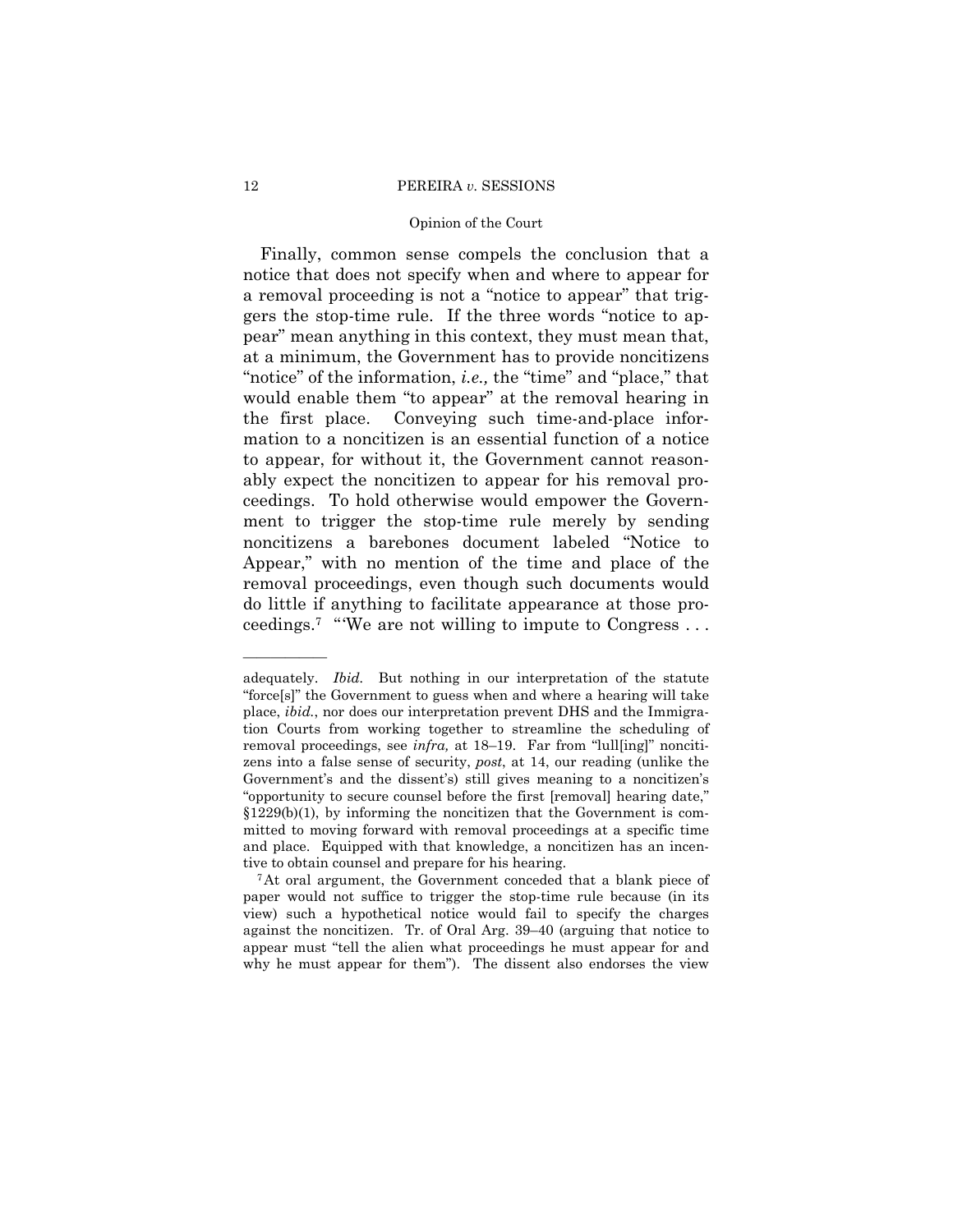Finally, common sense compels the conclusion that a notice that does not specify when and where to appear for a removal proceeding is not a "notice to appear" that triggers the stop-time rule. If the three words "notice to appear" mean anything in this context, they must mean that, at a minimum, the Government has to provide noncitizens "notice" of the information, *i.e.,* the "time" and "place," that would enable them "to appear" at the removal hearing in the first place. Conveying such time-and-place information to a noncitizen is an essential function of a notice to appear, for without it, the Government cannot reasonably expect the noncitizen to appear for his removal proceedings. To hold otherwise would empower the Government to trigger the stop-time rule merely by sending noncitizens a barebones document labeled "Notice to Appear," with no mention of the time and place of the removal proceedings, even though such documents would do little if anything to facilitate appearance at those proceedings.[7] "'We are not willing to impute to Congress . . .

---

adequately. *Ibid.* But nothing in our interpretation of the statute "force[s]" the Government to guess when and where a hearing will take place, *ibid.*, nor does our interpretation prevent DHS and the Immigration Courts from working together to streamline the scheduling of removal proceedings, see *infra,* at 18–19. Far from "lull[ing]" noncitizens into a false sense of security, *post*, at 14, our reading (unlike the Government's and the dissent's) still gives meaning to a noncitizen's "opportunity to secure counsel before the first [removal] hearing date," §1229(b)(1), by informing the noncitizen that the Government is committed to moving forward with removal proceedings at a specific time and place. Equipped with that knowledge, a noncitizen has an incentive to obtain counsel and prepare for his hearing.

[7] At oral argument, the Government conceded that a blank piece of paper would not suffice to trigger the stop-time rule because (in its view) such a hypothetical notice would fail to specify the charges against the noncitizen. Tr. of Oral Arg. 39–40 (arguing that notice to appear must "tell the alien what proceedings he must appear for and why he must appear for them"). The dissent also endorses the view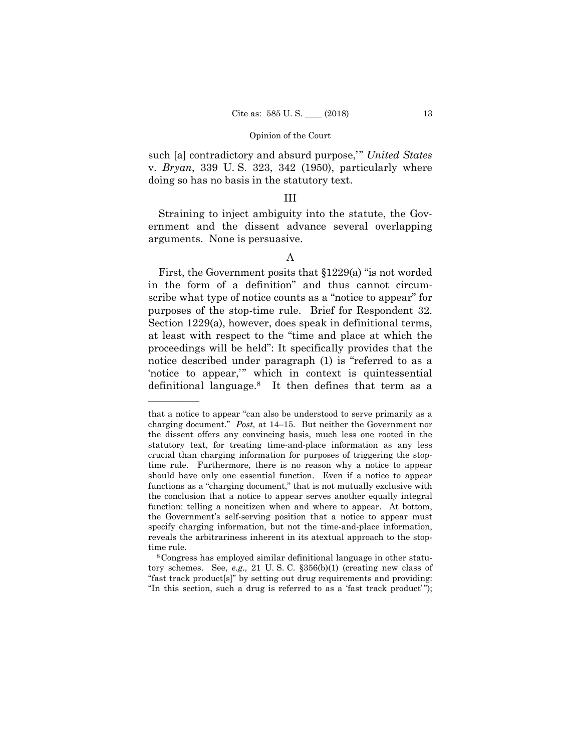such [a] contradictory and absurd purpose,'" *United States* v. *Bryan*, 339 U. S. 323, 342 (1950), particularly where doing so has no basis in the statutory text.

## III

Straining to inject ambiguity into the statute, the Government and the dissent advance several overlapping arguments. None is persuasive.

### A

First, the Government posits that §1229(a) "is not worded in the form of a definition" and thus cannot circumscribe what type of notice counts as a "notice to appear" for purposes of the stop-time rule. Brief for Respondent 32. Section 1229(a), however, does speak in definitional terms, at least with respect to the "time and place at which the proceedings will be held": It specifically provides that the notice described under paragraph (1) is "referred to as a 'notice to appear,'" which in context is quintessential definitional language.[8] It then defines that term as a

---

that a notice to appear "can also be understood to serve primarily as a charging document." *Post,* at 14–15. But neither the Government nor the dissent offers any convincing basis, much less one rooted in the statutory text, for treating time-and-place information as any less crucial than charging information for purposes of triggering the stop-time rule. Furthermore, there is no reason why a notice to appear should have only one essential function. Even if a notice to appear functions as a "charging document," that is not mutually exclusive with the conclusion that a notice to appear serves another equally integral function: telling a noncitizen when and where to appear. At bottom, the Government's self-serving position that a notice to appear must specify charging information, but not the time-and-place information, reveals the arbitrariness inherent in its atextual approach to the stop-time rule.

[8] Congress has employed similar definitional language in other statutory schemes. See, *e.g.,* 21 U. S. C. §356(b)(1) (creating new class of "fast track product[s]" by setting out drug requirements and providing: "In this section, such a drug is referred to as a 'fast track product'");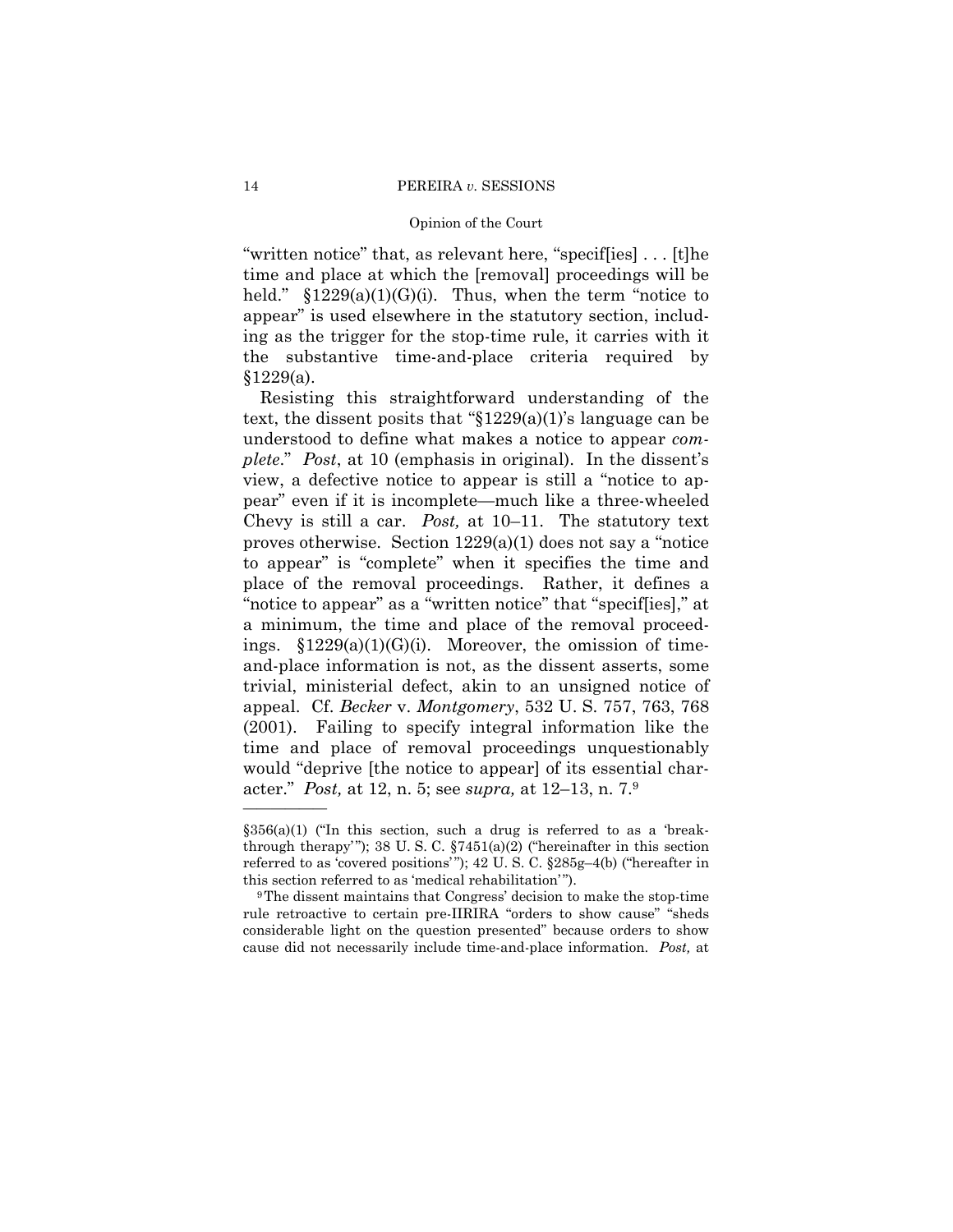"written notice" that, as relevant here, "specif[ies] . . . [t]he time and place at which the [removal] proceedings will be held." §1229(a)(1)(G)(i). Thus, when the term "notice to appear" is used elsewhere in the statutory section, including as the trigger for the stop-time rule, it carries with it the substantive time-and-place criteria required by §1229(a).

Resisting this straightforward understanding of the text, the dissent posits that "§1229(a)(1)'s language can be understood to define what makes a notice to appear *complete*." *Post*, at 10 (emphasis in original). In the dissent's view, a defective notice to appear is still a "notice to appear" even if it is incomplete—much like a three-wheeled Chevy is still a car. *Post,* at 10–11. The statutory text proves otherwise. Section 1229(a)(1) does not say a "notice to appear" is "complete" when it specifies the time and place of the removal proceedings. Rather, it defines a "notice to appear" as a "written notice" that "specif[ies]," at a minimum, the time and place of the removal proceedings. §1229(a)(1)(G)(i). Moreover, the omission of time-and-place information is not, as the dissent asserts, some trivial, ministerial defect, akin to an unsigned notice of appeal. Cf. *Becker* v. *Montgomery*, 532 U. S. 757, 763, 768 (2001). Failing to specify integral information like the time and place of removal proceedings unquestionably would "deprive [the notice to appear] of its essential character." *Post,* at 12, n. 5; see *supra,* at 12–13, n. 7.[9]

---

§356(a)(1) ("In this section, such a drug is referred to as a 'breakthrough therapy'"); 38 U. S. C. §7451(a)(2) ("hereinafter in this section referred to as 'covered positions'"); 42 U. S. C. §285g–4(b) ("hereafter in this section referred to as 'medical rehabilitation'").

[9] The dissent maintains that Congress' decision to make the stop-time rule retroactive to certain pre-IIRIRA "orders to show cause" "sheds considerable light on the question presented" because orders to show cause did not necessarily include time-and-place information. *Post,* at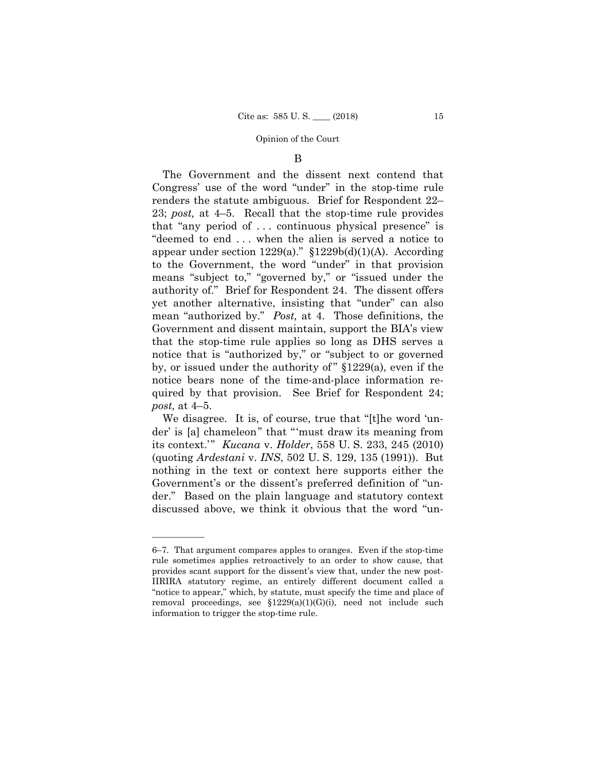## B

The Government and the dissent next contend that Congress' use of the word "under" in the stop-time rule renders the statute ambiguous. Brief for Respondent 22–23; *post,* at 4–5. Recall that the stop-time rule provides that "any period of . . . continuous physical presence" is "deemed to end . . . when the alien is served a notice to appear under section 1229(a)." §1229b(d)(1)(A). According to the Government, the word "under" in that provision means "subject to," "governed by," or "issued under the authority of." Brief for Respondent 24. The dissent offers yet another alternative, insisting that "under" can also mean "authorized by." *Post,* at 4. Those definitions, the Government and dissent maintain, support the BIA's view that the stop-time rule applies so long as DHS serves a notice that is "authorized by," or "subject to or governed by, or issued under the authority of" §1229(a), even if the notice bears none of the time-and-place information required by that provision. See Brief for Respondent 24; *post,* at 4–5.

We disagree. It is, of course, true that "[t]he word 'under' is [a] chameleon" that "'must draw its meaning from its context.'" *Kucana* v. *Holder*, 558 U. S. 233, 245 (2010) (quoting *Ardestani* v. *INS*, 502 U. S. 129, 135 (1991)). But nothing in the text or context here supports either the Government's or the dissent's preferred definition of "under." Based on the plain language and statutory context discussed above, we think it obvious that the word "un-

---

6–7. That argument compares apples to oranges. Even if the stop-time rule sometimes applies retroactively to an order to show cause, that provides scant support for the dissent's view that, under the new post-IIRIRA statutory regime, an entirely different document called a "notice to appear," which, by statute, must specify the time and place of removal proceedings, see §1229(a)(1)(G)(i), need not include such information to trigger the stop-time rule.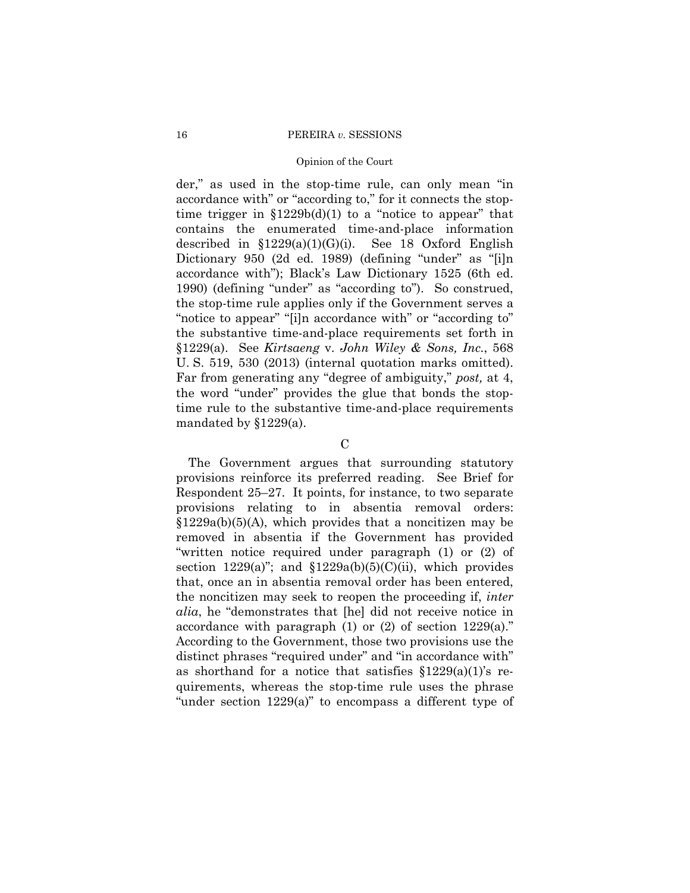der," as used in the stop-time rule, can only mean "in accordance with" or "according to," for it connects the stop-time trigger in §1229b(d)(1) to a "notice to appear" that contains the enumerated time-and-place information described in §1229(a)(1)(G)(i). See 18 Oxford English Dictionary 950 (2d ed. 1989) (defining "under" as "[i]n accordance with"); Black's Law Dictionary 1525 (6th ed. 1990) (defining "under" as "according to"). So construed, the stop-time rule applies only if the Government serves a "notice to appear" "[i]n accordance with" or "according to" the substantive time-and-place requirements set forth in §1229(a). See *Kirtsaeng* v. *John Wiley & Sons, Inc.*, 568 U. S. 519, 530 (2013) (internal quotation marks omitted). Far from generating any "degree of ambiguity," *post,* at 4, the word "under" provides the glue that bonds the stop-time rule to the substantive time-and-place requirements mandated by §1229(a).

### C

The Government argues that surrounding statutory provisions reinforce its preferred reading. See Brief for Respondent 25–27. It points, for instance, to two separate provisions relating to in absentia removal orders: §1229a(b)(5)(A), which provides that a noncitizen may be removed in absentia if the Government has provided "written notice required under paragraph (1) or (2) of section 1229(a)"; and §1229a(b)(5)(C)(ii), which provides that, once an in absentia removal order has been entered, the noncitizen may seek to reopen the proceeding if, *inter alia*, he "demonstrates that [he] did not receive notice in accordance with paragraph (1) or (2) of section 1229(a)." According to the Government, those two provisions use the distinct phrases "required under" and "in accordance with" as shorthand for a notice that satisfies §1229(a)(1)'s requirements, whereas the stop-time rule uses the phrase "under section 1229(a)" to encompass a different type of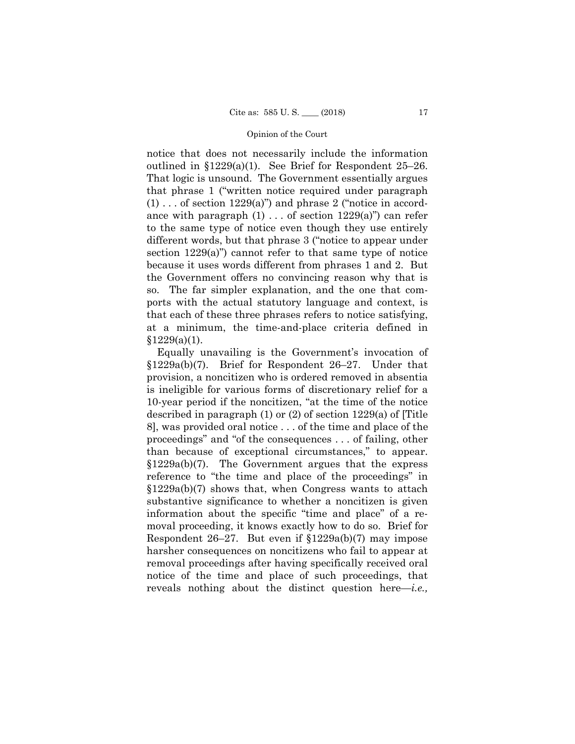notice that does not necessarily include the information outlined in §1229(a)(1). See Brief for Respondent 25–26. That logic is unsound. The Government essentially argues that phrase 1 ("written notice required under paragraph (1) . . . of section 1229(a)") and phrase 2 ("notice in accordance with paragraph (1) . . . of section 1229(a)") can refer to the same type of notice even though they use entirely different words, but that phrase 3 ("notice to appear under section 1229(a)") cannot refer to that same type of notice because it uses words different from phrases 1 and 2. But the Government offers no convincing reason why that is so. The far simpler explanation, and the one that comports with the actual statutory language and context, is that each of these three phrases refers to notice satisfying, at a minimum, the time-and-place criteria defined in §1229(a)(1).

Equally unavailing is the Government's invocation of §1229a(b)(7). Brief for Respondent 26–27. Under that provision, a noncitizen who is ordered removed in absentia is ineligible for various forms of discretionary relief for a 10-year period if the noncitizen, "at the time of the notice described in paragraph (1) or (2) of section 1229(a) of [Title 8], was provided oral notice . . . of the time and place of the proceedings" and "of the consequences . . . of failing, other than because of exceptional circumstances," to appear. §1229a(b)(7). The Government argues that the express reference to "the time and place of the proceedings" in §1229a(b)(7) shows that, when Congress wants to attach substantive significance to whether a noncitizen is given information about the specific "time and place" of a removal proceeding, it knows exactly how to do so. Brief for Respondent 26–27. But even if §1229a(b)(7) may impose harsher consequences on noncitizens who fail to appear at removal proceedings after having specifically received oral notice of the time and place of such proceedings, that reveals nothing about the distinct question here—*i.e.,*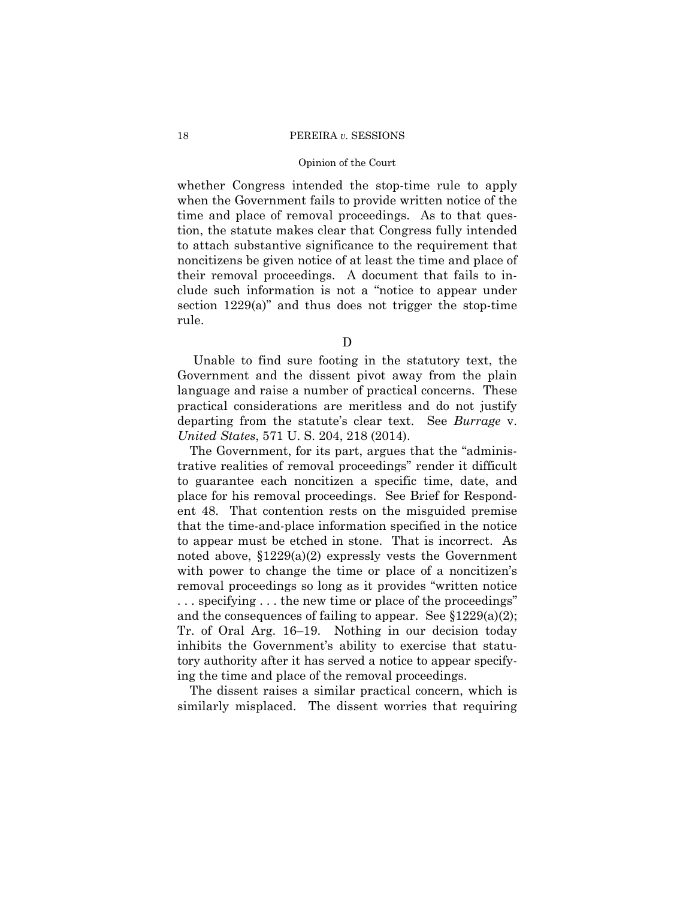whether Congress intended the stop-time rule to apply when the Government fails to provide written notice of the time and place of removal proceedings. As to that question, the statute makes clear that Congress fully intended to attach substantive significance to the requirement that noncitizens be given notice of at least the time and place of their removal proceedings. A document that fails to include such information is not a "notice to appear under section 1229(a)" and thus does not trigger the stop-time rule.

### D

Unable to find sure footing in the statutory text, the Government and the dissent pivot away from the plain language and raise a number of practical concerns. These practical considerations are meritless and do not justify departing from the statute's clear text. See *Burrage* v. *United States*, 571 U. S. 204, 218 (2014).

The Government, for its part, argues that the "administrative realities of removal proceedings" render it difficult to guarantee each noncitizen a specific time, date, and place for his removal proceedings. See Brief for Respondent 48. That contention rests on the misguided premise that the time-and-place information specified in the notice to appear must be etched in stone. That is incorrect. As noted above, §1229(a)(2) expressly vests the Government with power to change the time or place of a noncitizen's removal proceedings so long as it provides "written notice . . . specifying . . . the new time or place of the proceedings" and the consequences of failing to appear. See §1229(a)(2); Tr. of Oral Arg. 16–19. Nothing in our decision today inhibits the Government's ability to exercise that statutory authority after it has served a notice to appear specifying the time and place of the removal proceedings.

The dissent raises a similar practical concern, which is similarly misplaced. The dissent worries that requiring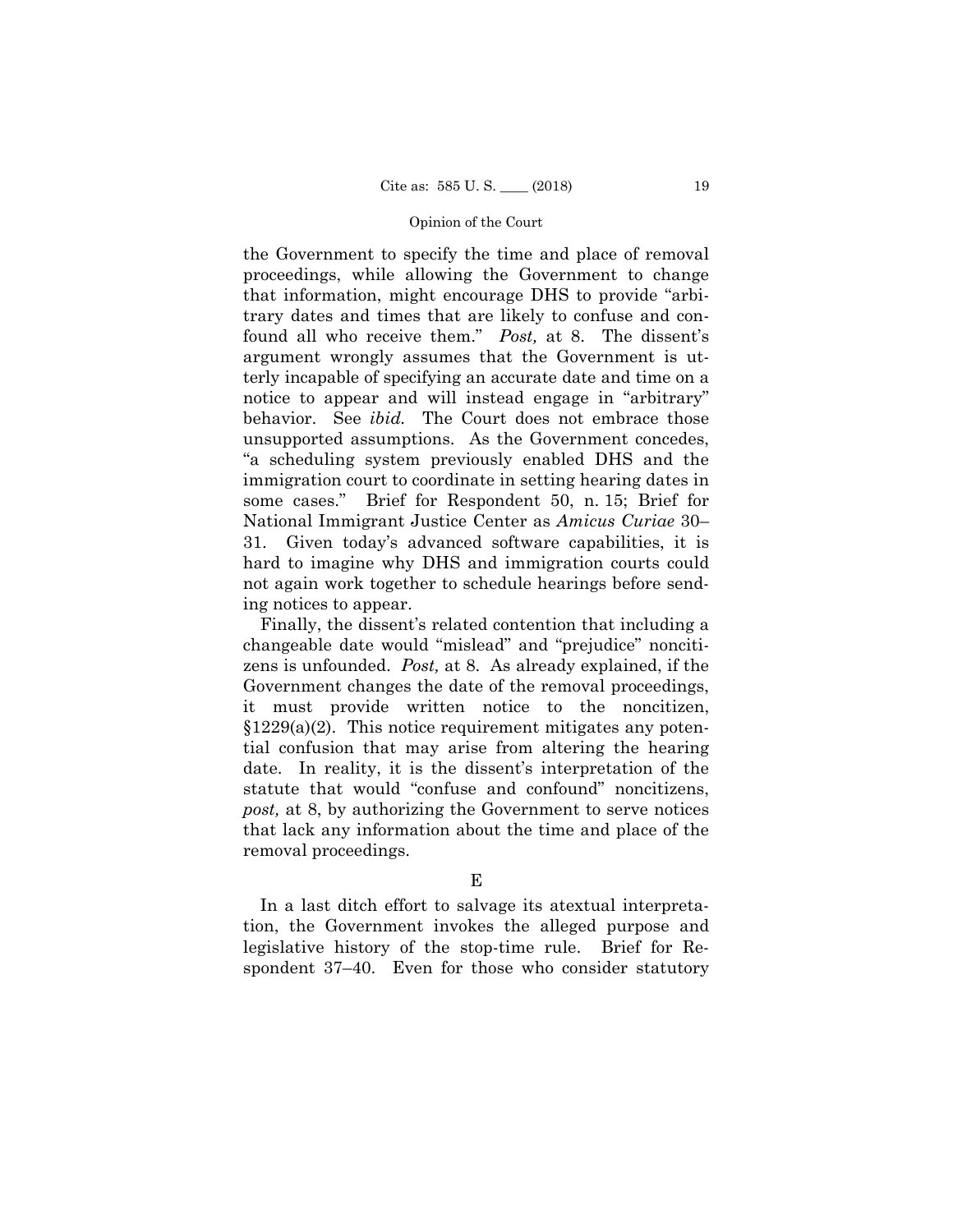the Government to specify the time and place of removal proceedings, while allowing the Government to change that information, might encourage DHS to provide "arbitrary dates and times that are likely to confuse and confound all who receive them." *Post,* at 8. The dissent's argument wrongly assumes that the Government is utterly incapable of specifying an accurate date and time on a notice to appear and will instead engage in "arbitrary" behavior. See *ibid.* The Court does not embrace those unsupported assumptions. As the Government concedes, "a scheduling system previously enabled DHS and the immigration court to coordinate in setting hearing dates in some cases." Brief for Respondent 50, n. 15; Brief for National Immigrant Justice Center as *Amicus Curiae* 30–31. Given today's advanced software capabilities, it is hard to imagine why DHS and immigration courts could not again work together to schedule hearings before sending notices to appear.

Finally, the dissent's related contention that including a changeable date would "mislead" and "prejudice" noncitizens is unfounded. *Post,* at 8. As already explained, if the Government changes the date of the removal proceedings, it must provide written notice to the noncitizen, §1229(a)(2). This notice requirement mitigates any potential confusion that may arise from altering the hearing date. In reality, it is the dissent's interpretation of the statute that would "confuse and confound" noncitizens, *post,* at 8, by authorizing the Government to serve notices that lack any information about the time and place of the removal proceedings.

### E

In a last ditch effort to salvage its atextual interpretation, the Government invokes the alleged purpose and legislative history of the stop-time rule. Brief for Respondent 37–40. Even for those who consider statutory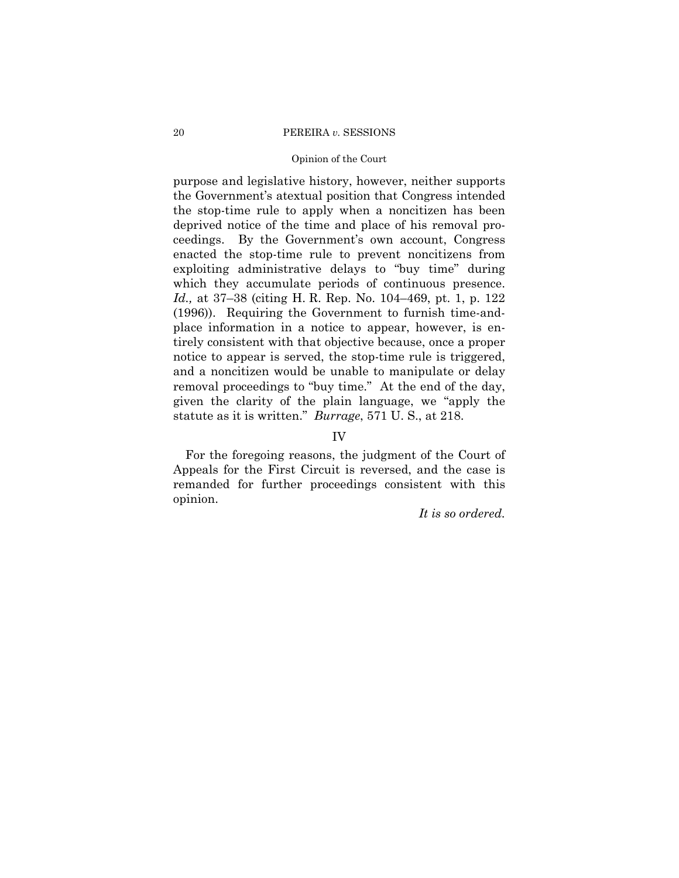purpose and legislative history, however, neither supports the Government's atextual position that Congress intended the stop-time rule to apply when a noncitizen has been deprived notice of the time and place of his removal proceedings. By the Government's own account, Congress enacted the stop-time rule to prevent noncitizens from exploiting administrative delays to "buy time" during which they accumulate periods of continuous presence. *Id.,* at 37–38 (citing H. R. Rep. No. 104–469, pt. 1, p. 122 (1996)). Requiring the Government to furnish time-and-place information in a notice to appear, however, is entirely consistent with that objective because, once a proper notice to appear is served, the stop-time rule is triggered, and a noncitizen would be unable to manipulate or delay removal proceedings to "buy time." At the end of the day, given the clarity of the plain language, we "apply the statute as it is written." *Burrage*, 571 U. S., at 218.

## IV

For the foregoing reasons, the judgment of the Court of Appeals for the First Circuit is reversed, and the case is remanded for further proceedings consistent with this opinion.

*It is so ordered.*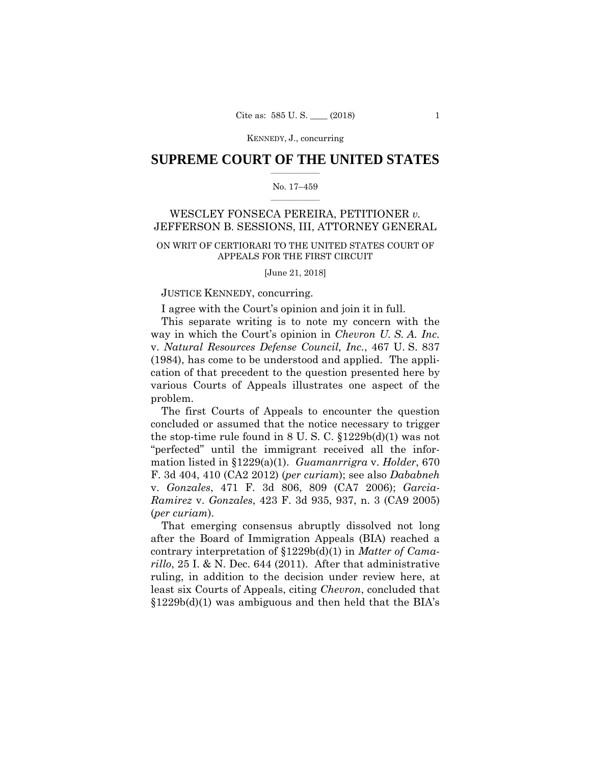KENNEDY, J., concurring

# SUPREME COURT OF THE UNITED STATES

No. 17–459

WESCLEY FONSECA PEREIRA, PETITIONER *v.* JEFFERSON B. SESSIONS, III, ATTORNEY GENERAL

ON WRIT OF CERTIORARI TO THE UNITED STATES COURT OF APPEALS FOR THE FIRST CIRCUIT

[June 21, 2018]

JUSTICE KENNEDY, concurring.

I agree with the Court's opinion and join it in full.

This separate writing is to note my concern with the way in which the Court's opinion in *Chevron U. S. A. Inc.* v. *Natural Resources Defense Council, Inc.*, 467 U. S. 837 (1984), has come to be understood and applied. The application of that precedent to the question presented here by various Courts of Appeals illustrates one aspect of the problem.

The first Courts of Appeals to encounter the question concluded or assumed that the notice necessary to trigger the stop-time rule found in 8 U. S. C. §1229b(d)(1) was not "perfected" until the immigrant received all the information listed in §1229(a)(1). *Guamanrrigra* v. *Holder*, 670 F. 3d 404, 410 (CA2 2012) (*per curiam*); see also *Dababneh* v. *Gonzales*, 471 F. 3d 806, 809 (CA7 2006); *Garcia-Ramirez* v. *Gonzales*, 423 F. 3d 935, 937, n. 3 (CA9 2005) (*per curiam*).

That emerging consensus abruptly dissolved not long after the Board of Immigration Appeals (BIA) reached a contrary interpretation of §1229b(d)(1) in *Matter of Camarillo*, 25 I. & N. Dec. 644 (2011). After that administrative ruling, in addition to the decision under review here, at least six Courts of Appeals, citing *Chevron*, concluded that §1229b(d)(1) was ambiguous and then held that the BIA's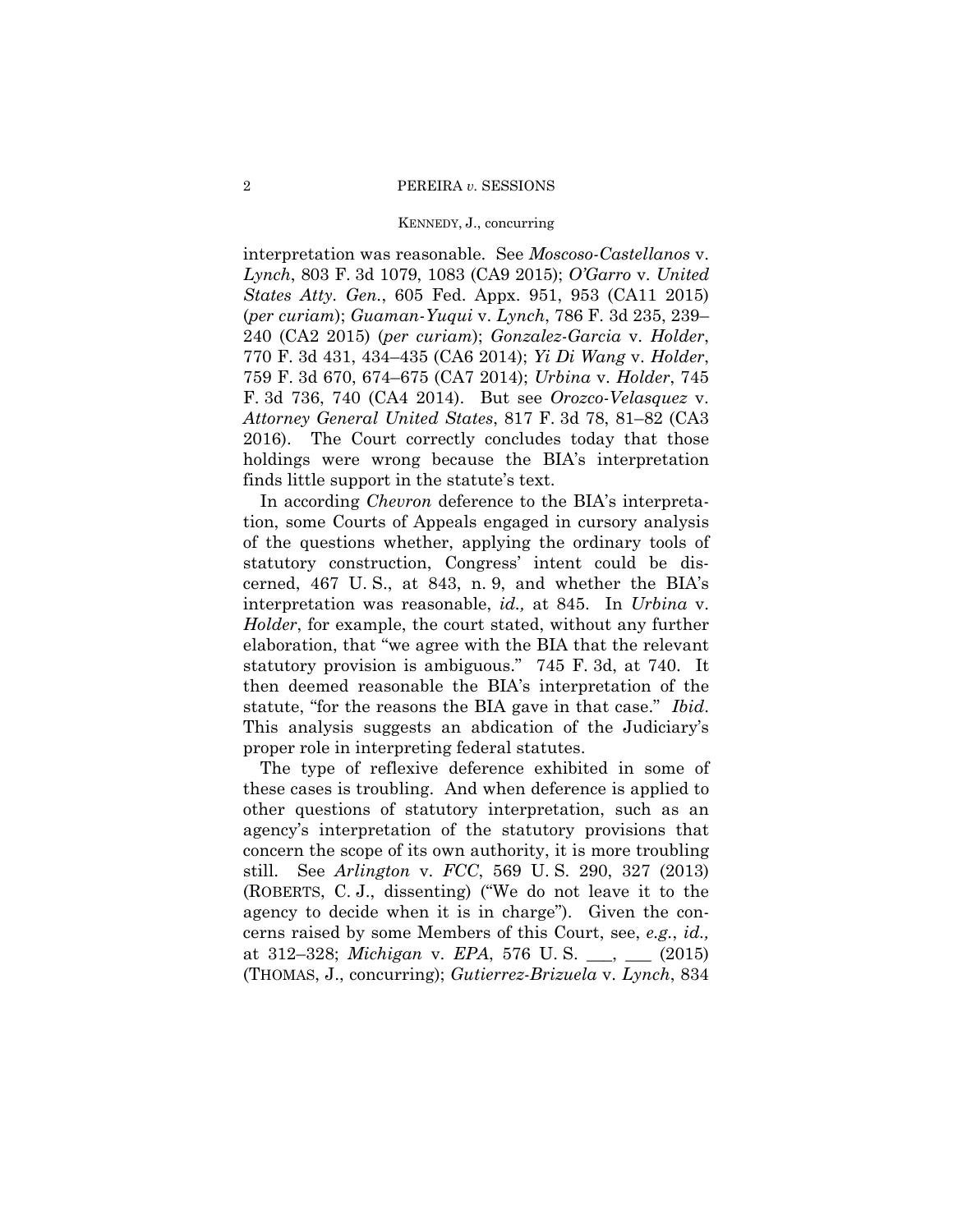interpretation was reasonable. See *Moscoso-Castellanos* v. *Lynch*, 803 F. 3d 1079, 1083 (CA9 2015); *O'Garro* v. *United States Atty. Gen.*, 605 Fed. Appx. 951, 953 (CA11 2015) (*per curiam*); *Guaman-Yuqui* v. *Lynch*, 786 F. 3d 235, 239–240 (CA2 2015) (*per curiam*); *Gonzalez-Garcia* v. *Holder*, 770 F. 3d 431, 434–435 (CA6 2014); *Yi Di Wang* v. *Holder*, 759 F. 3d 670, 674–675 (CA7 2014); *Urbina* v. *Holder*, 745 F. 3d 736, 740 (CA4 2014). But see *Orozco-Velasquez* v. *Attorney General United States*, 817 F. 3d 78, 81–82 (CA3 2016). The Court correctly concludes today that those holdings were wrong because the BIA's interpretation finds little support in the statute's text.

In according *Chevron* deference to the BIA's interpretation, some Courts of Appeals engaged in cursory analysis of the questions whether, applying the ordinary tools of statutory construction, Congress' intent could be discerned, 467 U. S., at 843, n. 9, and whether the BIA's interpretation was reasonable, *id.,* at 845. In *Urbina* v. *Holder*, for example, the court stated, without any further elaboration, that "we agree with the BIA that the relevant statutory provision is ambiguous." 745 F. 3d, at 740. It then deemed reasonable the BIA's interpretation of the statute, "for the reasons the BIA gave in that case." *Ibid.* This analysis suggests an abdication of the Judiciary's proper role in interpreting federal statutes.

The type of reflexive deference exhibited in some of these cases is troubling. And when deference is applied to other questions of statutory interpretation, such as an agency's interpretation of the statutory provisions that concern the scope of its own authority, it is more troubling still. See *Arlington* v. *FCC*, 569 U. S. 290, 327 (2013) (ROBERTS, C. J., dissenting) ("We do not leave it to the agency to decide when it is in charge"). Given the concerns raised by some Members of this Court, see, *e.g.*, *id.,* at 312–328; *Michigan* v. *EPA*, 576 U. S. \_\_\_, \_\_\_ (2015) (THOMAS, J., concurring); *Gutierrez-Brizuela* v. *Lynch*, 834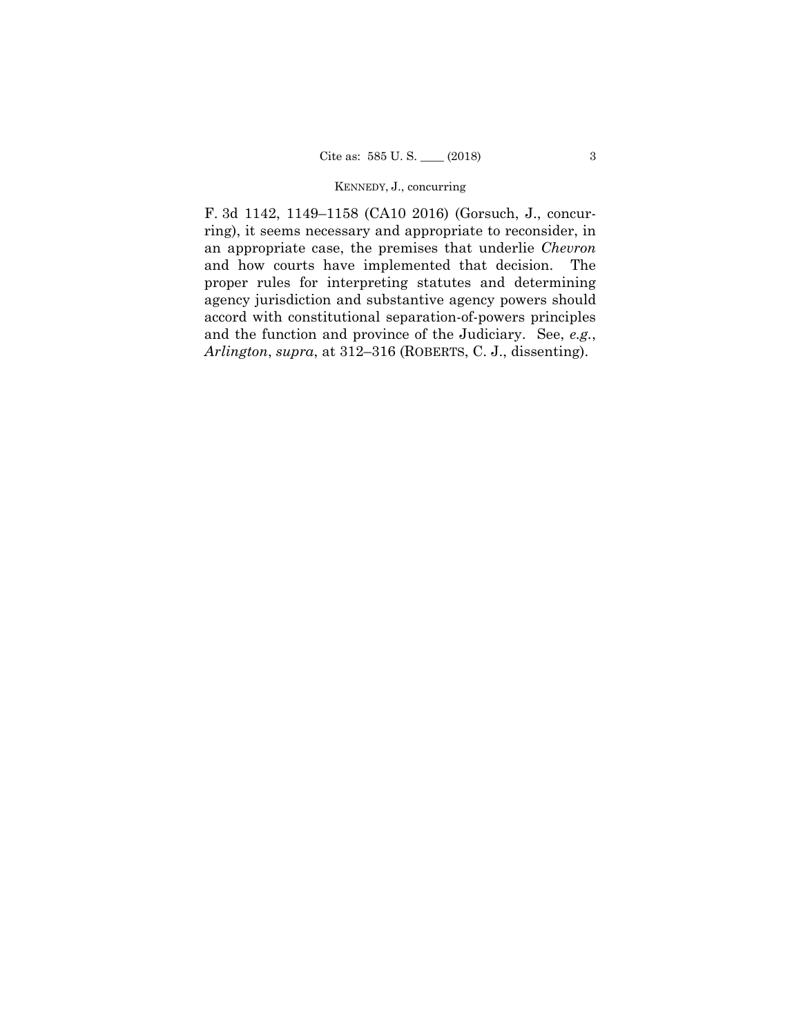F. 3d 1142, 1149–1158 (CA10 2016) (Gorsuch, J., concurring), it seems necessary and appropriate to reconsider, in an appropriate case, the premises that underlie *Chevron* and how courts have implemented that decision. The proper rules for interpreting statutes and determining agency jurisdiction and substantive agency powers should accord with constitutional separation-of-powers principles and the function and province of the Judiciary. See, *e.g.*, *Arlington*, *supra*, at 312–316 (ROBERTS, C. J., dissenting).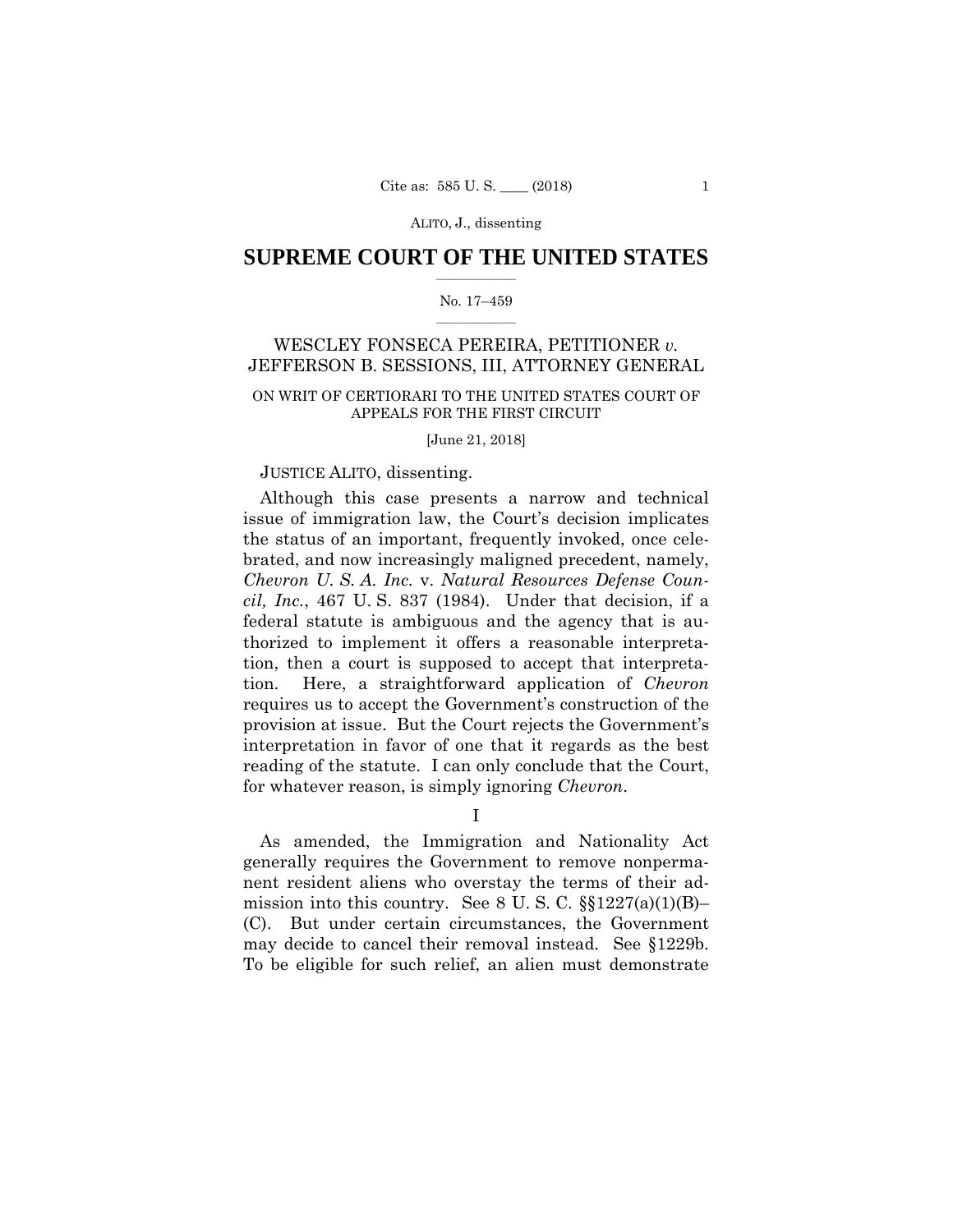SUPREME COURT OF THE UNITED STATES

No. 17–459

WESCLEY FONSECA PEREIRA, PETITIONER *v.* JEFFERSON B. SESSIONS, III, ATTORNEY GENERAL

ON WRIT OF CERTIORARI TO THE UNITED STATES COURT OF APPEALS FOR THE FIRST CIRCUIT

[June 21, 2018]

JUSTICE ALITO, dissenting.

Although this case presents a narrow and technical issue of immigration law, the Court's decision implicates the status of an important, frequently invoked, once celebrated, and now increasingly maligned precedent, namely, *Chevron U. S. A. Inc.* v. *Natural Resources Defense Council, Inc.*, 467 U. S. 837 (1984). Under that decision, if a federal statute is ambiguous and the agency that is authorized to implement it offers a reasonable interpretation, then a court is supposed to accept that interpretation. Here, a straightforward application of *Chevron* requires us to accept the Government's construction of the provision at issue. But the Court rejects the Government's interpretation in favor of one that it regards as the best reading of the statute. I can only conclude that the Court, for whatever reason, is simply ignoring *Chevron*.

I

As amended, the Immigration and Nationality Act generally requires the Government to remove nonpermanent resident aliens who overstay the terms of their admission into this country. See 8 U. S. C. §§1227(a)(1)(B)–(C). But under certain circumstances, the Government may decide to cancel their removal instead. See §1229b. To be eligible for such relief, an alien must demonstrate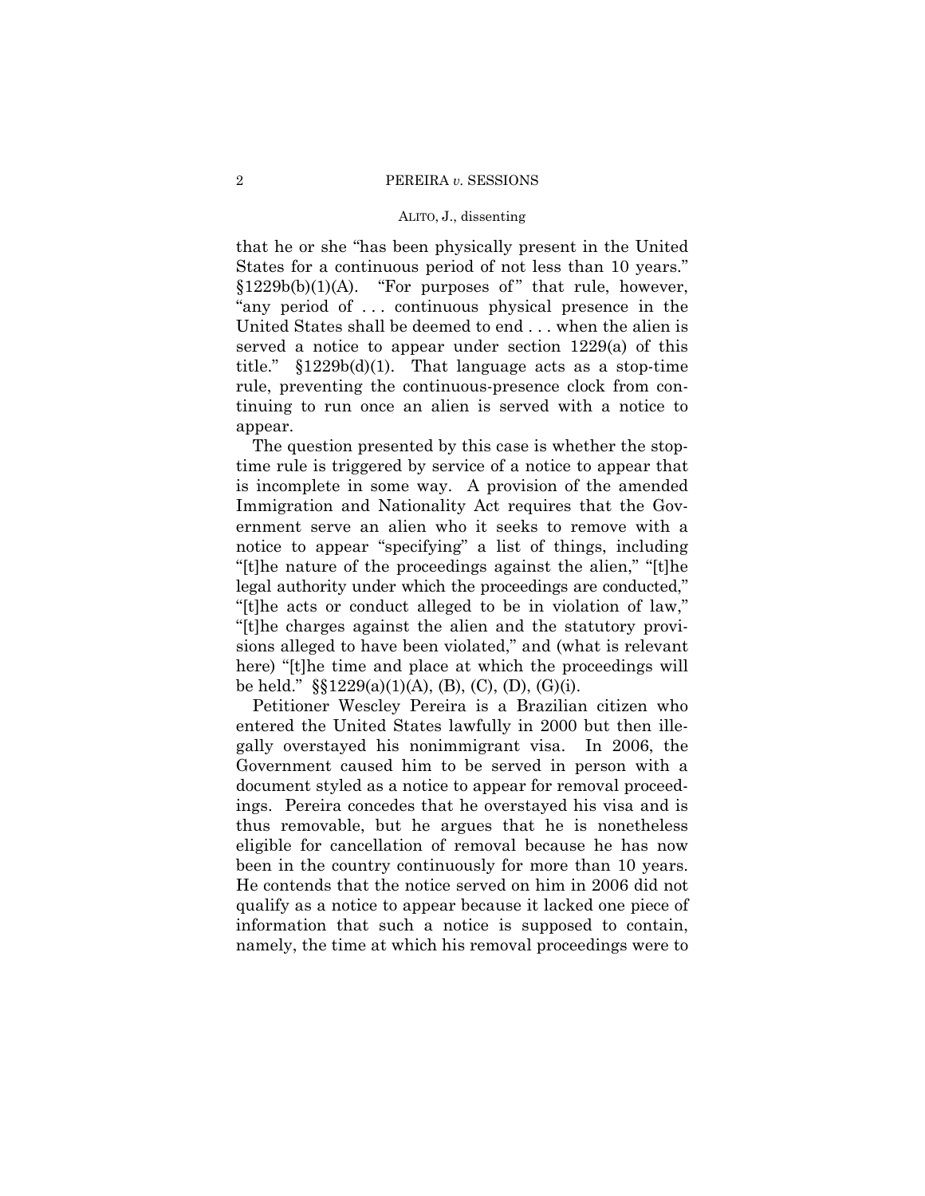that he or she "has been physically present in the United States for a continuous period of not less than 10 years." §1229b(b)(1)(A). "For purposes of" that rule, however, "any period of . . . continuous physical presence in the United States shall be deemed to end . . . when the alien is served a notice to appear under section 1229(a) of this title." §1229b(d)(1). That language acts as a stop-time rule, preventing the continuous-presence clock from continuing to run once an alien is served with a notice to appear.

The question presented by this case is whether the stop-time rule is triggered by service of a notice to appear that is incomplete in some way. A provision of the amended Immigration and Nationality Act requires that the Government serve an alien who it seeks to remove with a notice to appear "specifying" a list of things, including "[t]he nature of the proceedings against the alien," "[t]he legal authority under which the proceedings are conducted," "[t]he acts or conduct alleged to be in violation of law," "[t]he charges against the alien and the statutory provisions alleged to have been violated," and (what is relevant here) "[t]he time and place at which the proceedings will be held." §§1229(a)(1)(A), (B), (C), (D), (G)(i).

Petitioner Wescley Pereira is a Brazilian citizen who entered the United States lawfully in 2000 but then illegally overstayed his nonimmigrant visa. In 2006, the Government caused him to be served in person with a document styled as a notice to appear for removal proceedings. Pereira concedes that he overstayed his visa and is thus removable, but he argues that he is nonetheless eligible for cancellation of removal because he has now been in the country continuously for more than 10 years. He contends that the notice served on him in 2006 did not qualify as a notice to appear because it lacked one piece of information that such a notice is supposed to contain, namely, the time at which his removal proceedings were to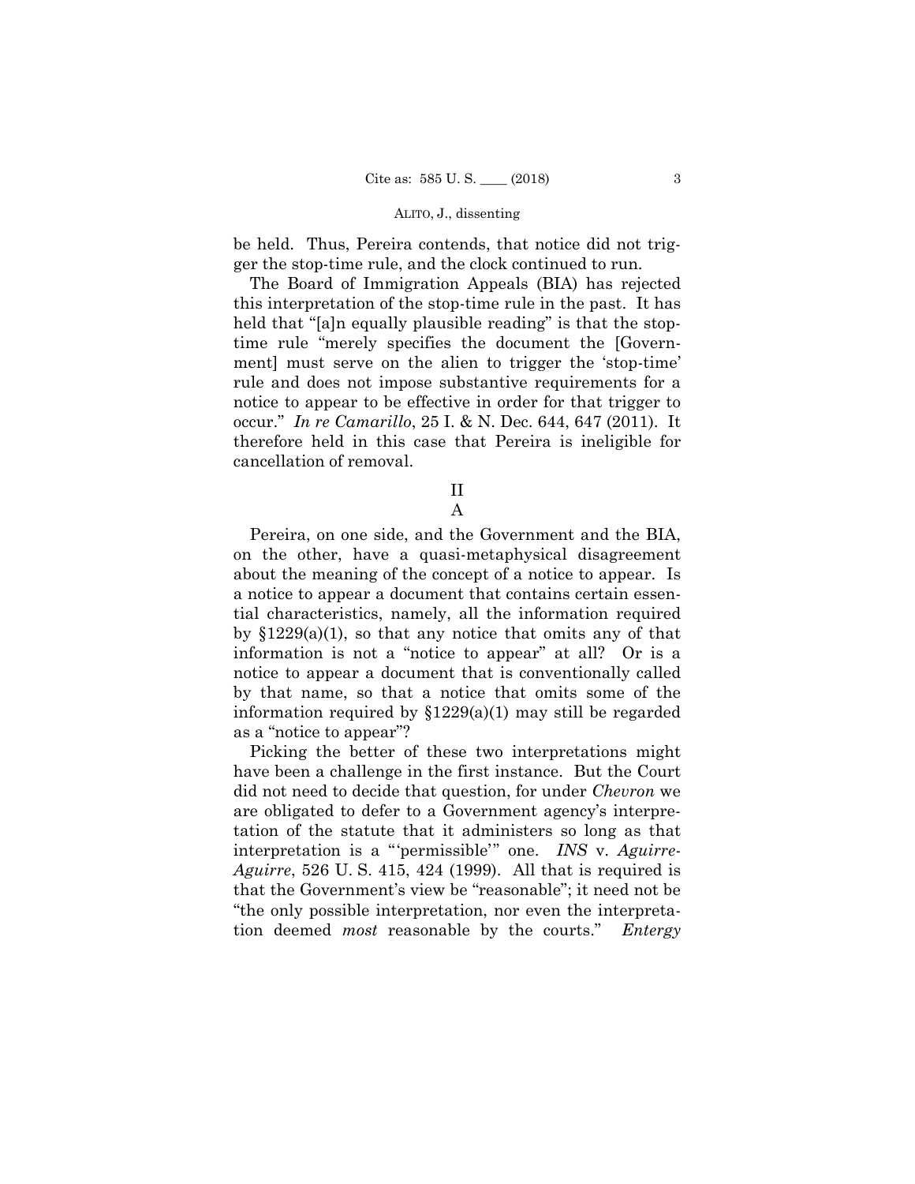be held. Thus, Pereira contends, that notice did not trigger the stop-time rule, and the clock continued to run.

The Board of Immigration Appeals (BIA) has rejected this interpretation of the stop-time rule in the past. It has held that "[a]n equally plausible reading" is that the stop-time rule "merely specifies the document the [Government] must serve on the alien to trigger the 'stop-time' rule and does not impose substantive requirements for a notice to appear to be effective in order for that trigger to occur." *In re Camarillo*, 25 I. & N. Dec. 644, 647 (2011). It therefore held in this case that Pereira is ineligible for cancellation of removal.

## II

### A

Pereira, on one side, and the Government and the BIA, on the other, have a quasi-metaphysical disagreement about the meaning of the concept of a notice to appear. Is a notice to appear a document that contains certain essential characteristics, namely, all the information required by §1229(a)(1), so that any notice that omits any of that information is not a "notice to appear" at all? Or is a notice to appear a document that is conventionally called by that name, so that a notice that omits some of the information required by §1229(a)(1) may still be regarded as a "notice to appear"?

Picking the better of these two interpretations might have been a challenge in the first instance. But the Court did not need to decide that question, for under *Chevron* we are obligated to defer to a Government agency's interpretation of the statute that it administers so long as that interpretation is a "'permissible'" one. *INS* v. *Aguirre-Aguirre*, 526 U. S. 415, 424 (1999). All that is required is that the Government's view be "reasonable"; it need not be "the only possible interpretation, nor even the interpretation deemed *most* reasonable by the courts." *Entergy*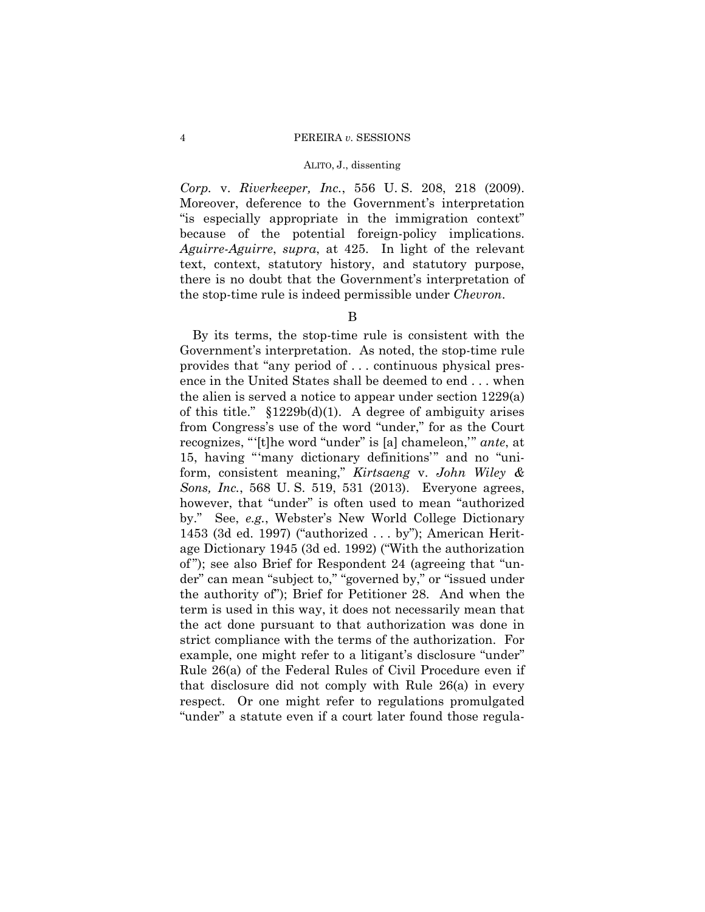*Corp.* v. *Riverkeeper, Inc.*, 556 U. S. 208, 218 (2009). Moreover, deference to the Government's interpretation "is especially appropriate in the immigration context" because of the potential foreign-policy implications. *Aguirre-Aguirre*, *supra*, at 425. In light of the relevant text, context, statutory history, and statutory purpose, there is no doubt that the Government's interpretation of the stop-time rule is indeed permissible under *Chevron*.

B

By its terms, the stop-time rule is consistent with the Government's interpretation. As noted, the stop-time rule provides that "any period of . . . continuous physical presence in the United States shall be deemed to end . . . when the alien is served a notice to appear under section 1229(a) of this title." §1229b(d)(1). A degree of ambiguity arises from Congress's use of the word "under," for as the Court recognizes, "'[t]he word "under" is [a] chameleon,'" *ante*, at 15, having "'many dictionary definitions'" and no "uniform, consistent meaning," *Kirtsaeng* v. *John Wiley & Sons, Inc.*, 568 U. S. 519, 531 (2013). Everyone agrees, however, that "under" is often used to mean "authorized by." See, *e.g.*, Webster's New World College Dictionary 1453 (3d ed. 1997) ("authorized . . . by"); American Heritage Dictionary 1945 (3d ed. 1992) ("With the authorization of"); see also Brief for Respondent 24 (agreeing that "under" can mean "subject to," "governed by," or "issued under the authority of"); Brief for Petitioner 28. And when the term is used in this way, it does not necessarily mean that the act done pursuant to that authorization was done in strict compliance with the terms of the authorization. For example, one might refer to a litigant's disclosure "under" Rule 26(a) of the Federal Rules of Civil Procedure even if that disclosure did not comply with Rule 26(a) in every respect. Or one might refer to regulations promulgated "under" a statute even if a court later found those regula-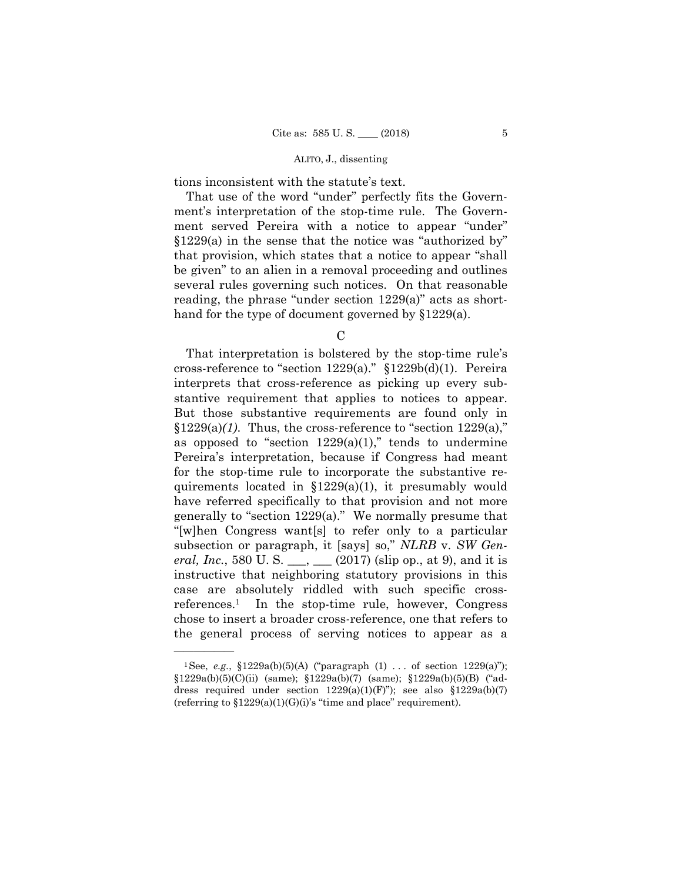tions inconsistent with the statute's text.

That use of the word "under" perfectly fits the Government's interpretation of the stop-time rule. The Government served Pereira with a notice to appear "under" §1229(a) in the sense that the notice was "authorized by" that provision, which states that a notice to appear "shall be given" to an alien in a removal proceeding and outlines several rules governing such notices. On that reasonable reading, the phrase "under section 1229(a)" acts as shorthand for the type of document governed by §1229(a).

C

That interpretation is bolstered by the stop-time rule's cross-reference to "section 1229(a)." §1229b(d)(1). Pereira interprets that cross-reference as picking up every substantive requirement that applies to notices to appear. But those substantive requirements are found only in §1229(a)*(1)*. Thus, the cross-reference to "section 1229(a)," as opposed to "section 1229(a)(1)," tends to undermine Pereira's interpretation, because if Congress had meant for the stop-time rule to incorporate the substantive requirements located in §1229(a)(1), it presumably would have referred specifically to that provision and not more generally to "section 1229(a)." We normally presume that "[w]hen Congress want[s] to refer only to a particular subsection or paragraph, it [says] so," *NLRB* v. *SW General, Inc.*, 580 U. S. ___, ___ (2017) (slip op., at 9), and it is instructive that neighboring statutory provisions in this case are absolutely riddled with such specific cross-references.[1] In the stop-time rule, however, Congress chose to insert a broader cross-reference, one that refers to the general process of serving notices to appear as a

---

[1] See, *e.g.*, §1229a(b)(5)(A) ("paragraph (1) . . . of section 1229(a)"); §1229a(b)(5)(C)(ii) (same); §1229a(b)(7) (same); §1229a(b)(5)(B) ("address required under section 1229(a)(1)(F)"); see also §1229a(b)(7) (referring to §1229(a)(1)(G)(i)'s "time and place" requirement).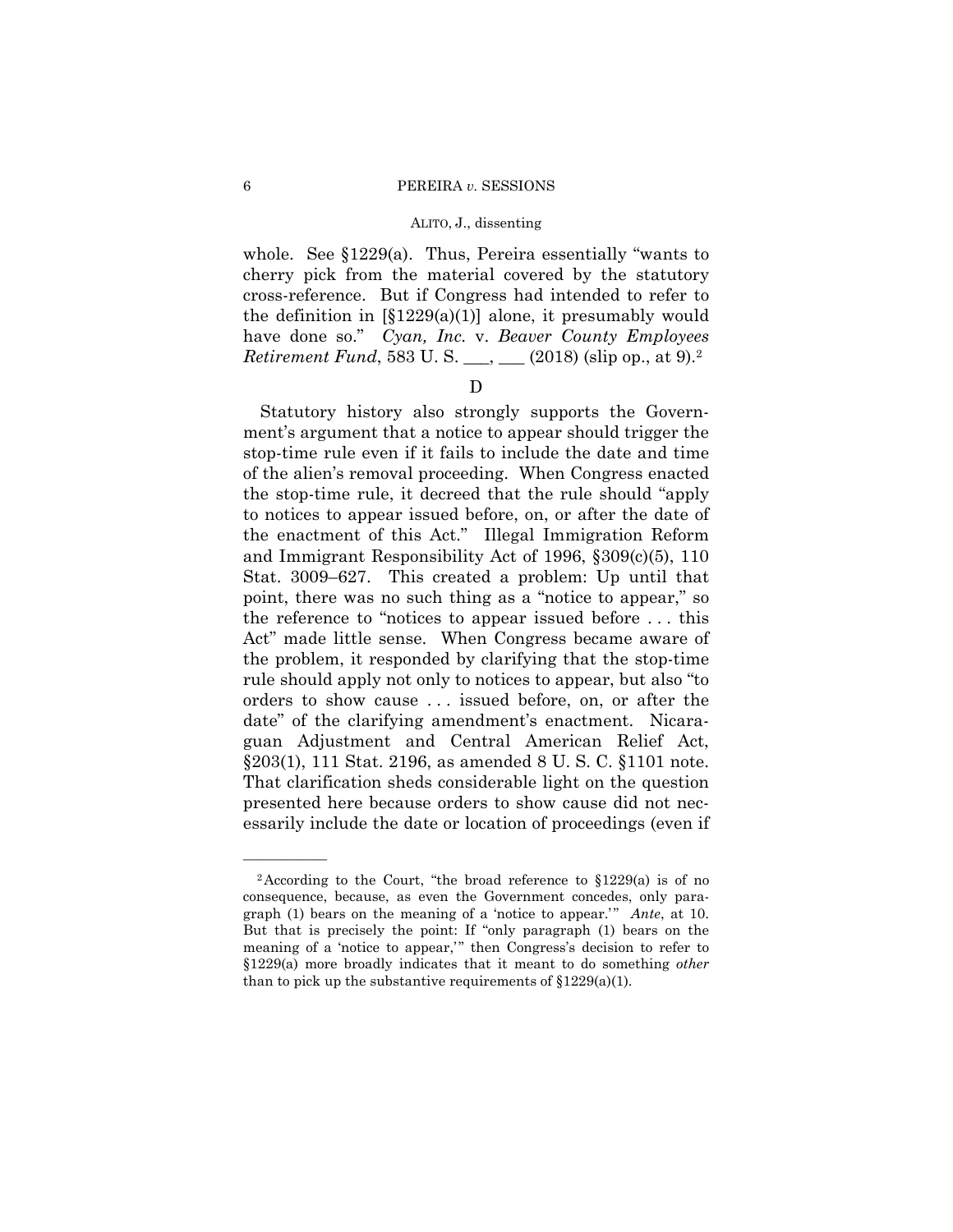whole. See §1229(a). Thus, Pereira essentially "wants to cherry pick from the material covered by the statutory cross-reference. But if Congress had intended to refer to the definition in [§1229(a)(1)] alone, it presumably would have done so." *Cyan, Inc.* v. *Beaver County Employees Retirement Fund*, 583 U. S. ___, ___ (2018) (slip op., at 9).[2]

D

Statutory history also strongly supports the Government's argument that a notice to appear should trigger the stop-time rule even if it fails to include the date and time of the alien's removal proceeding. When Congress enacted the stop-time rule, it decreed that the rule should "apply to notices to appear issued before, on, or after the date of the enactment of this Act." Illegal Immigration Reform and Immigrant Responsibility Act of 1996, §309(c)(5), 110 Stat. 3009–627. This created a problem: Up until that point, there was no such thing as a "notice to appear," so the reference to "notices to appear issued before . . . this Act" made little sense. When Congress became aware of the problem, it responded by clarifying that the stop-time rule should apply not only to notices to appear, but also "to orders to show cause . . . issued before, on, or after the date" of the clarifying amendment's enactment. Nicaraguan Adjustment and Central American Relief Act, §203(1), 111 Stat. 2196, as amended 8 U. S. C. §1101 note. That clarification sheds considerable light on the question presented here because orders to show cause did not necessarily include the date or location of proceedings (even if

---

[2] According to the Court, "the broad reference to §1229(a) is of no consequence, because, as even the Government concedes, only paragraph (1) bears on the meaning of a 'notice to appear.'" *Ante*, at 10. But that is precisely the point: If "only paragraph (1) bears on the meaning of a 'notice to appear,'" then Congress's decision to refer to §1229(a) more broadly indicates that it meant to do something *other* than to pick up the substantive requirements of §1229(a)(1).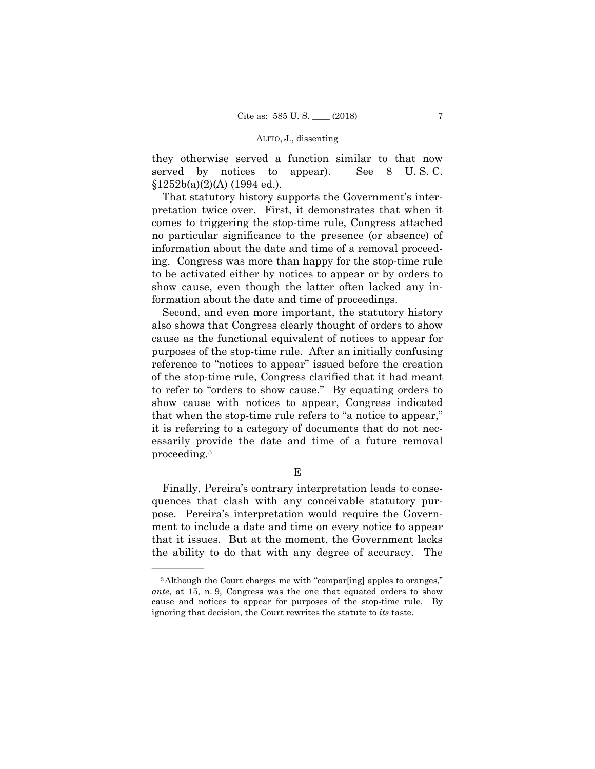they otherwise served a function similar to that now served by notices to appear). See 8 U. S. C. §1252b(a)(2)(A) (1994 ed.).

That statutory history supports the Government's interpretation twice over. First, it demonstrates that when it comes to triggering the stop-time rule, Congress attached no particular significance to the presence (or absence) of information about the date and time of a removal proceeding. Congress was more than happy for the stop-time rule to be activated either by notices to appear or by orders to show cause, even though the latter often lacked any information about the date and time of proceedings.

Second, and even more important, the statutory history also shows that Congress clearly thought of orders to show cause as the functional equivalent of notices to appear for purposes of the stop-time rule. After an initially confusing reference to "notices to appear" issued before the creation of the stop-time rule, Congress clarified that it had meant to refer to "orders to show cause." By equating orders to show cause with notices to appear, Congress indicated that when the stop-time rule refers to "a notice to appear," it is referring to a category of documents that do not necessarily provide the date and time of a future removal proceeding.[3]

E

Finally, Pereira's contrary interpretation leads to consequences that clash with any conceivable statutory purpose. Pereira's interpretation would require the Government to include a date and time on every notice to appear that it issues. But at the moment, the Government lacks the ability to do that with any degree of accuracy. The

---

[3] Although the Court charges me with "compar[ing] apples to oranges," *ante*, at 15, n. 9, Congress was the one that equated orders to show cause and notices to appear for purposes of the stop-time rule. By ignoring that decision, the Court rewrites the statute to *its* taste.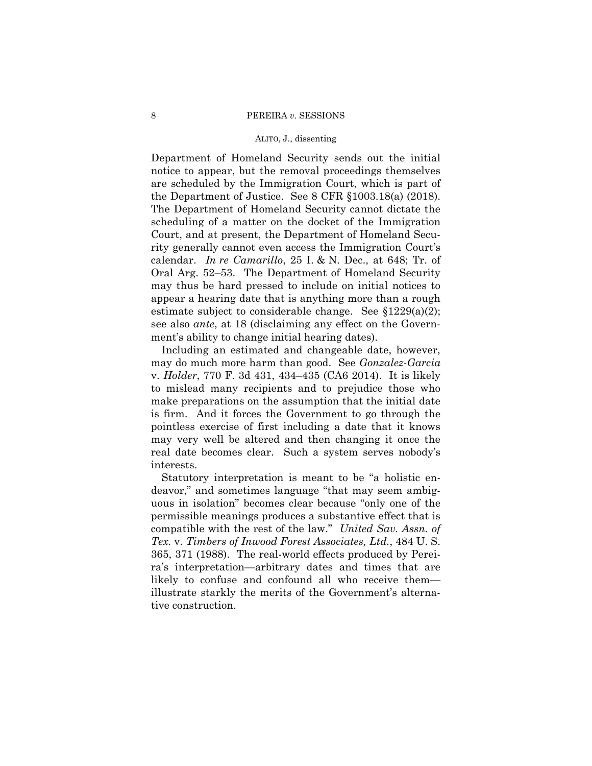Department of Homeland Security sends out the initial notice to appear, but the removal proceedings themselves are scheduled by the Immigration Court, which is part of the Department of Justice. See 8 CFR §1003.18(a) (2018). The Department of Homeland Security cannot dictate the scheduling of a matter on the docket of the Immigration Court, and at present, the Department of Homeland Security generally cannot even access the Immigration Court's calendar. *In re Camarillo*, 25 I. & N. Dec., at 648; Tr. of Oral Arg. 52–53. The Department of Homeland Security may thus be hard pressed to include on initial notices to appear a hearing date that is anything more than a rough estimate subject to considerable change. See §1229(a)(2); see also *ante*, at 18 (disclaiming any effect on the Government's ability to change initial hearing dates).

Including an estimated and changeable date, however, may do much more harm than good. See *Gonzalez-Garcia* v. *Holder*, 770 F. 3d 431, 434–435 (CA6 2014). It is likely to mislead many recipients and to prejudice those who make preparations on the assumption that the initial date is firm. And it forces the Government to go through the pointless exercise of first including a date that it knows may very well be altered and then changing it once the real date becomes clear. Such a system serves nobody's interests.

Statutory interpretation is meant to be "a holistic endeavor," and sometimes language "that may seem ambiguous in isolation" becomes clear because "only one of the permissible meanings produces a substantive effect that is compatible with the rest of the law." *United Sav. Assn. of Tex.* v. *Timbers of Inwood Forest Associates, Ltd.*, 484 U. S. 365, 371 (1988). The real-world effects produced by Pereira's interpretation—arbitrary dates and times that are likely to confuse and confound all who receive them—illustrate starkly the merits of the Government's alternative construction.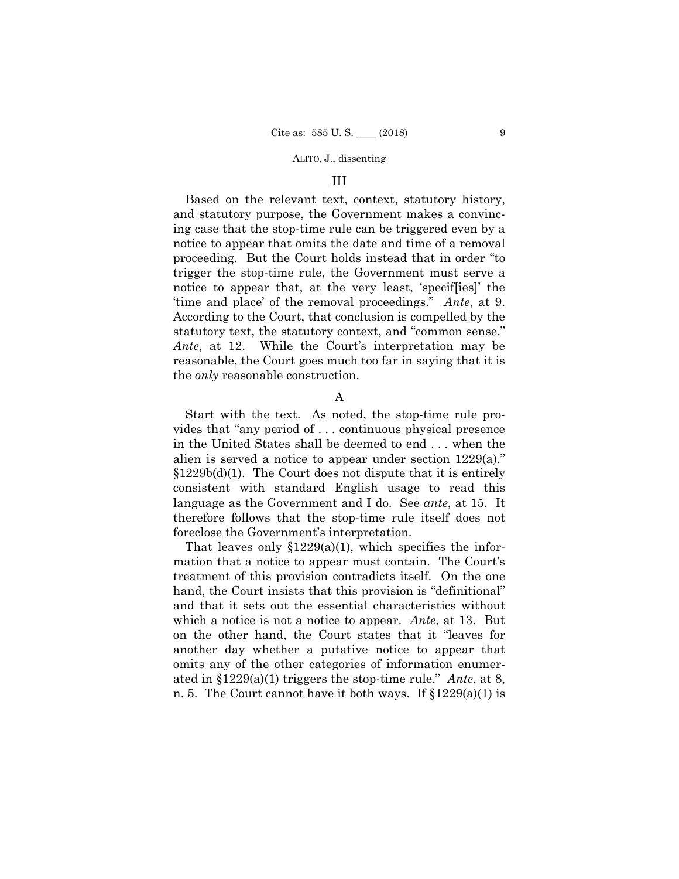## III

Based on the relevant text, context, statutory history, and statutory purpose, the Government makes a convincing case that the stop-time rule can be triggered even by a notice to appear that omits the date and time of a removal proceeding. But the Court holds instead that in order "to trigger the stop-time rule, the Government must serve a notice to appear that, at the very least, 'specif[ies]' the 'time and place' of the removal proceedings." *Ante*, at 9. According to the Court, that conclusion is compelled by the statutory text, the statutory context, and "common sense." *Ante*, at 12. While the Court's interpretation may be reasonable, the Court goes much too far in saying that it is the *only* reasonable construction.

### A

Start with the text. As noted, the stop-time rule provides that "any period of . . . continuous physical presence in the United States shall be deemed to end . . . when the alien is served a notice to appear under section 1229(a)." §1229b(d)(1). The Court does not dispute that it is entirely consistent with standard English usage to read this language as the Government and I do. See *ante*, at 15. It therefore follows that the stop-time rule itself does not foreclose the Government's interpretation.

That leaves only §1229(a)(1), which specifies the information that a notice to appear must contain. The Court's treatment of this provision contradicts itself. On the one hand, the Court insists that this provision is "definitional" and that it sets out the essential characteristics without which a notice is not a notice to appear. *Ante*, at 13. But on the other hand, the Court states that it "leaves for another day whether a putative notice to appear that omits any of the other categories of information enumerated in §1229(a)(1) triggers the stop-time rule." *Ante*, at 8, n. 5. The Court cannot have it both ways. If §1229(a)(1) is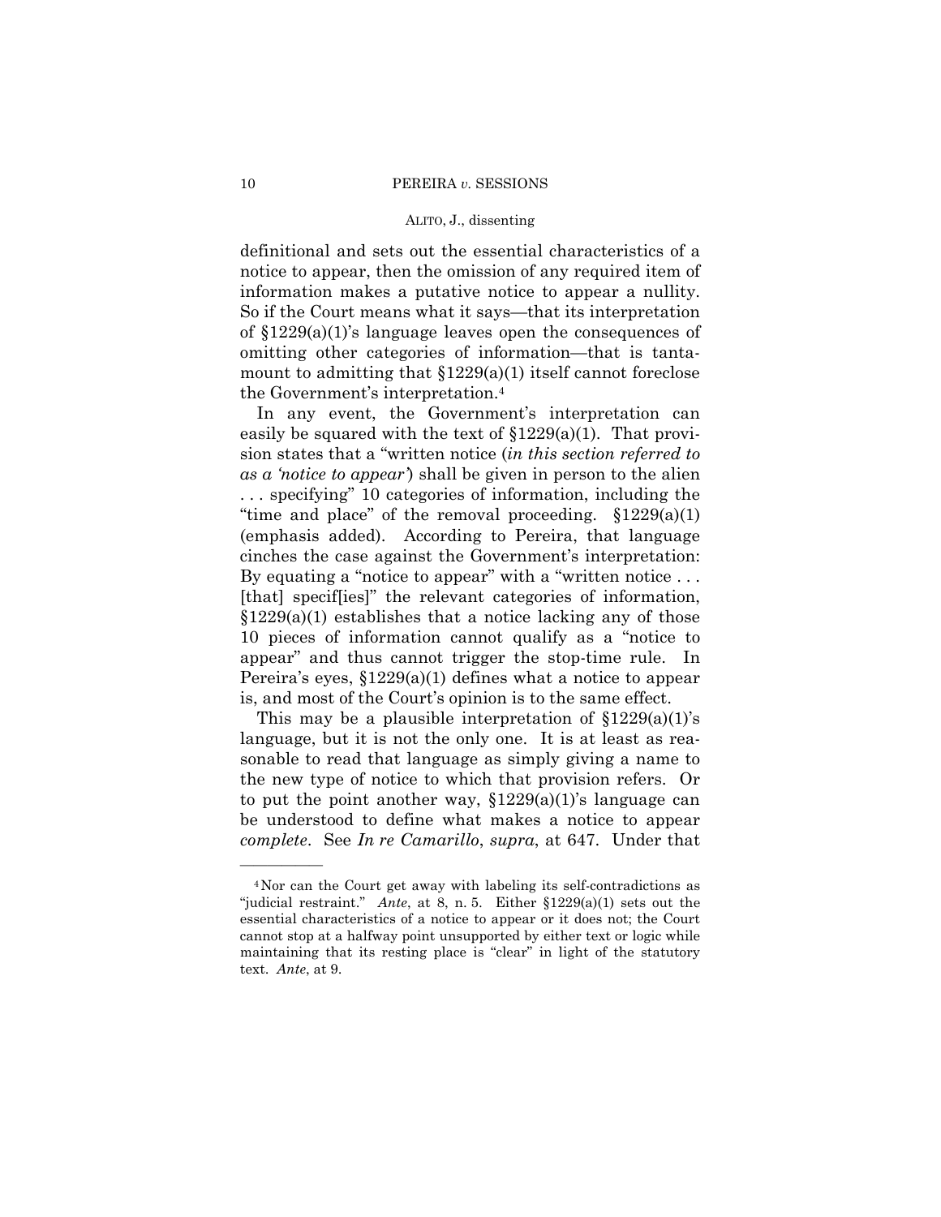definitional and sets out the essential characteristics of a notice to appear, then the omission of any required item of information makes a putative notice to appear a nullity. So if the Court means what it says—that its interpretation of §1229(a)(1)'s language leaves open the consequences of omitting other categories of information—that is tantamount to admitting that §1229(a)(1) itself cannot foreclose the Government's interpretation.[4]

In any event, the Government's interpretation can easily be squared with the text of §1229(a)(1). That provision states that a "written notice (*in this section referred to as a 'notice to appear'*) shall be given in person to the alien . . . specifying" 10 categories of information, including the "time and place" of the removal proceeding. §1229(a)(1) (emphasis added). According to Pereira, that language cinches the case against the Government's interpretation: By equating a "notice to appear" with a "written notice . . . [that] specif[ies]" the relevant categories of information, §1229(a)(1) establishes that a notice lacking any of those 10 pieces of information cannot qualify as a "notice to appear" and thus cannot trigger the stop-time rule. In Pereira's eyes, §1229(a)(1) defines what a notice to appear is, and most of the Court's opinion is to the same effect.

This may be a plausible interpretation of §1229(a)(1)'s language, but it is not the only one. It is at least as reasonable to read that language as simply giving a name to the new type of notice to which that provision refers. Or to put the point another way, §1229(a)(1)'s language can be understood to define what makes a notice to appear *complete*. See *In re Camarillo*, *supra*, at 647. Under that

---

[4] Nor can the Court get away with labeling its self-contradictions as "judicial restraint." *Ante*, at 8, n. 5. Either §1229(a)(1) sets out the essential characteristics of a notice to appear or it does not; the Court cannot stop at a halfway point unsupported by either text or logic while maintaining that its resting place is "clear" in light of the statutory text. *Ante*, at 9.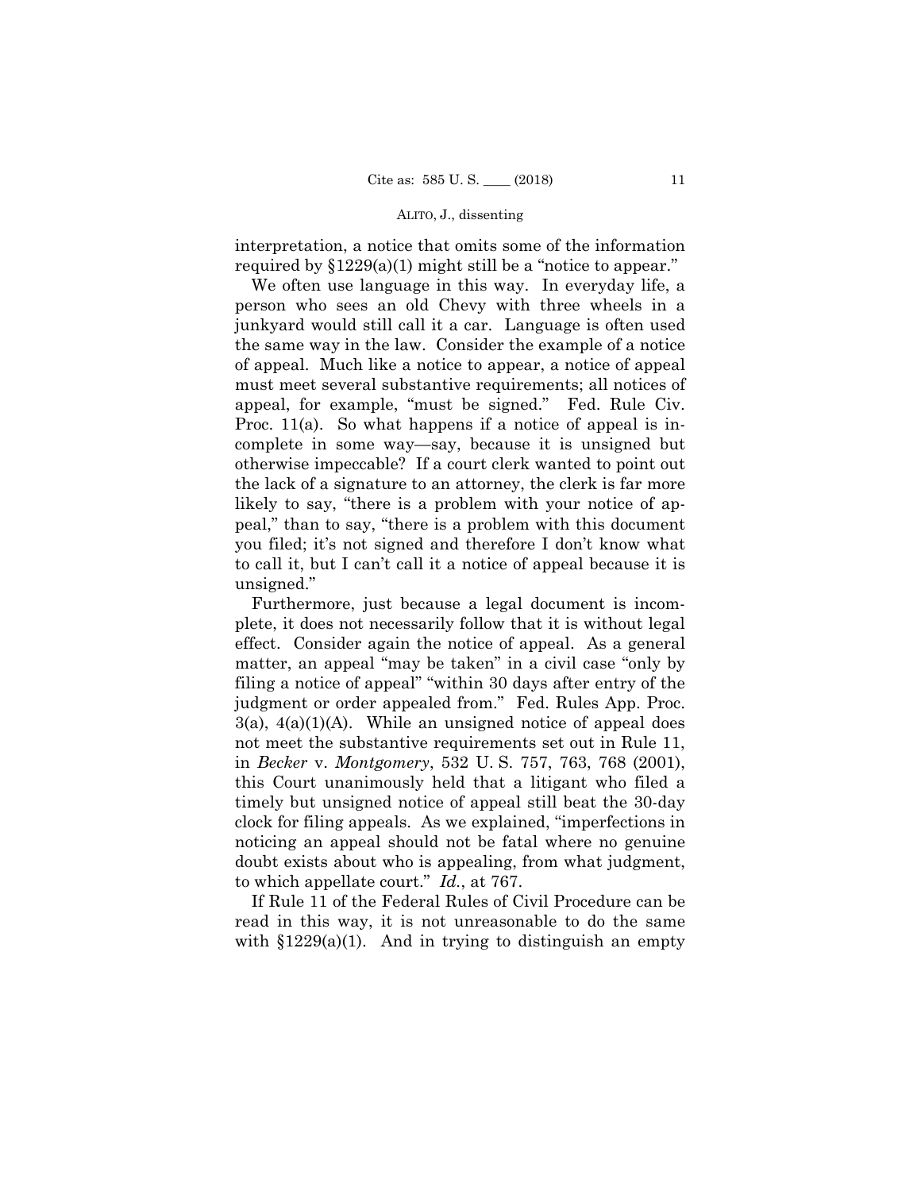interpretation, a notice that omits some of the information required by §1229(a)(1) might still be a "notice to appear."

We often use language in this way. In everyday life, a person who sees an old Chevy with three wheels in a junkyard would still call it a car. Language is often used the same way in the law. Consider the example of a notice of appeal. Much like a notice to appear, a notice of appeal must meet several substantive requirements; all notices of appeal, for example, "must be signed." Fed. Rule Civ. Proc. 11(a). So what happens if a notice of appeal is incomplete in some way—say, because it is unsigned but otherwise impeccable? If a court clerk wanted to point out the lack of a signature to an attorney, the clerk is far more likely to say, "there is a problem with your notice of appeal," than to say, "there is a problem with this document you filed; it's not signed and therefore I don't know what to call it, but I can't call it a notice of appeal because it is unsigned."

Furthermore, just because a legal document is incomplete, it does not necessarily follow that it is without legal effect. Consider again the notice of appeal. As a general matter, an appeal "may be taken" in a civil case "only by filing a notice of appeal" "within 30 days after entry of the judgment or order appealed from." Fed. Rules App. Proc. 3(a), 4(a)(1)(A). While an unsigned notice of appeal does not meet the substantive requirements set out in Rule 11, in *Becker* v. *Montgomery*, 532 U. S. 757, 763, 768 (2001), this Court unanimously held that a litigant who filed a timely but unsigned notice of appeal still beat the 30-day clock for filing appeals. As we explained, "imperfections in noticing an appeal should not be fatal where no genuine doubt exists about who is appealing, from what judgment, to which appellate court." *Id.*, at 767.

If Rule 11 of the Federal Rules of Civil Procedure can be read in this way, it is not unreasonable to do the same with §1229(a)(1). And in trying to distinguish an empty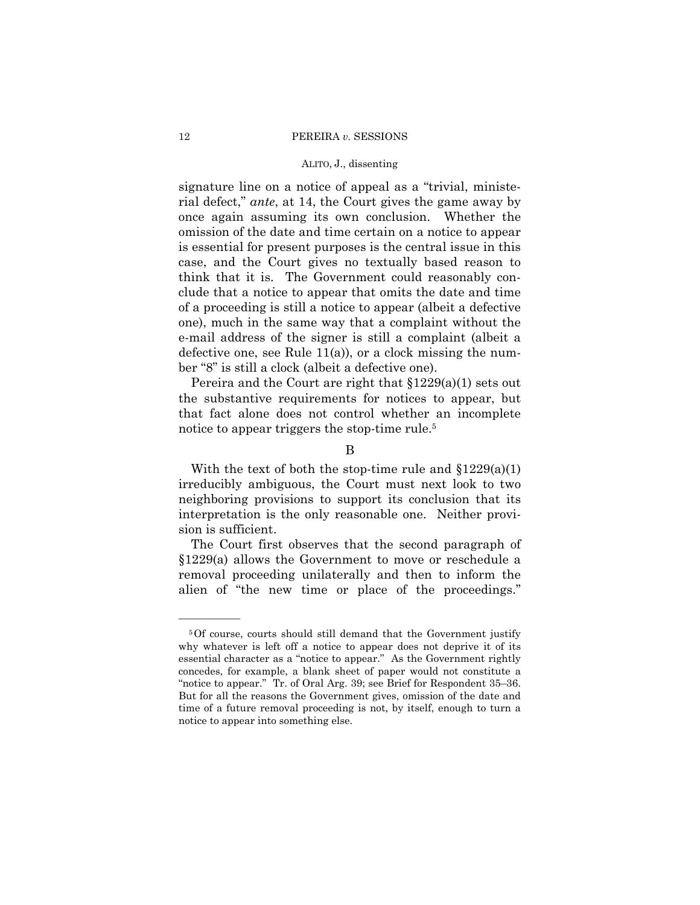signature line on a notice of appeal as a "trivial, ministerial defect," *ante*, at 14, the Court gives the game away by once again assuming its own conclusion. Whether the omission of the date and time certain on a notice to appear is essential for present purposes is the central issue in this case, and the Court gives no textually based reason to think that it is. The Government could reasonably conclude that a notice to appear that omits the date and time of a proceeding is still a notice to appear (albeit a defective one), much in the same way that a complaint without the e-mail address of the signer is still a complaint (albeit a defective one, see Rule 11(a)), or a clock missing the number "8" is still a clock (albeit a defective one).

Pereira and the Court are right that §1229(a)(1) sets out the substantive requirements for notices to appear, but that fact alone does not control whether an incomplete notice to appear triggers the stop-time rule.[5]

B

With the text of both the stop-time rule and §1229(a)(1) irreducibly ambiguous, the Court must next look to two neighboring provisions to support its conclusion that its interpretation is the only reasonable one. Neither provision is sufficient.

The Court first observes that the second paragraph of §1229(a) allows the Government to move or reschedule a removal proceeding unilaterally and then to inform the alien of "the new time or place of the proceedings."

---

[5] Of course, courts should still demand that the Government justify why whatever is left off a notice to appear does not deprive it of its essential character as a "notice to appear." As the Government rightly concedes, for example, a blank sheet of paper would not constitute a "notice to appear." Tr. of Oral Arg. 39; see Brief for Respondent 35–36. But for all the reasons the Government gives, omission of the date and time of a future removal proceeding is not, by itself, enough to turn a notice to appear into something else.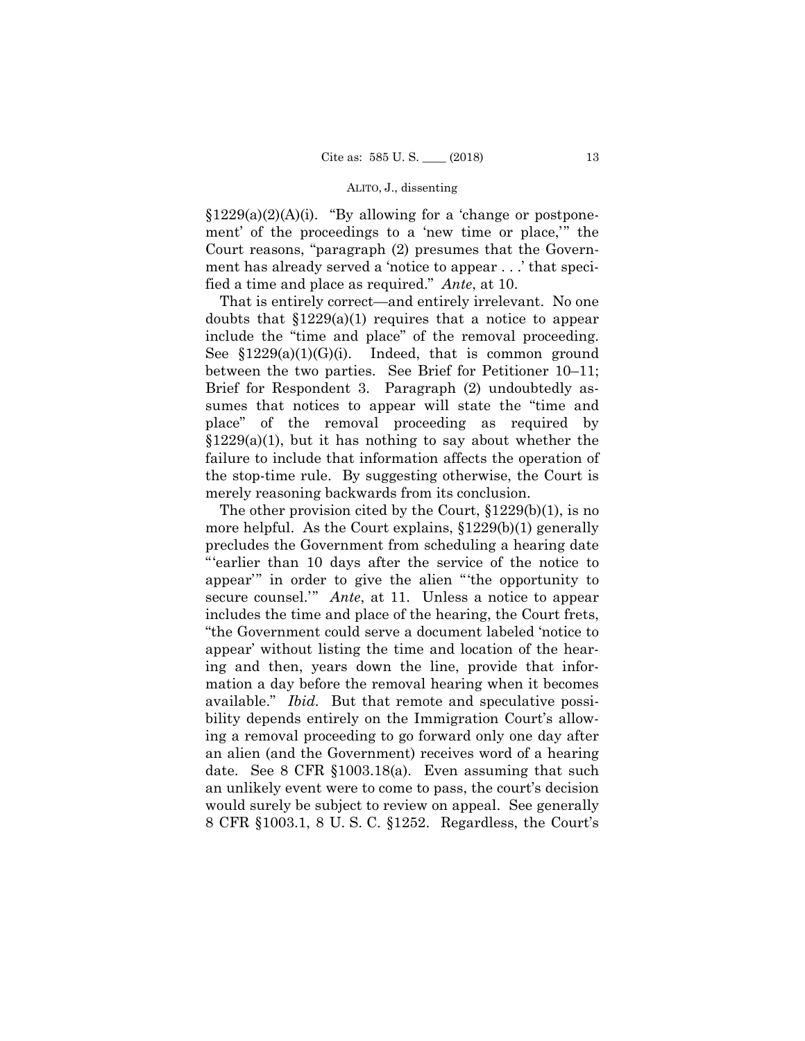§1229(a)(2)(A)(i). "By allowing for a 'change or postponement' of the proceedings to a 'new time or place,'" the Court reasons, "paragraph (2) presumes that the Government has already served a 'notice to appear . . .' that specified a time and place as required." *Ante*, at 10.

That is entirely correct—and entirely irrelevant. No one doubts that §1229(a)(1) requires that a notice to appear include the "time and place" of the removal proceeding. See §1229(a)(1)(G)(i). Indeed, that is common ground between the two parties. See Brief for Petitioner 10–11; Brief for Respondent 3. Paragraph (2) undoubtedly assumes that notices to appear will state the "time and place" of the removal proceeding as required by §1229(a)(1), but it has nothing to say about whether the failure to include that information affects the operation of the stop-time rule. By suggesting otherwise, the Court is merely reasoning backwards from its conclusion.

The other provision cited by the Court, §1229(b)(1), is no more helpful. As the Court explains, §1229(b)(1) generally precludes the Government from scheduling a hearing date "'earlier than 10 days after the service of the notice to appear'" in order to give the alien "'the opportunity to secure counsel.'" *Ante*, at 11. Unless a notice to appear includes the time and place of the hearing, the Court frets, "the Government could serve a document labeled 'notice to appear' without listing the time and location of the hearing and then, years down the line, provide that information a day before the removal hearing when it becomes available." *Ibid.* But that remote and speculative possibility depends entirely on the Immigration Court's allowing a removal proceeding to go forward only one day after an alien (and the Government) receives word of a hearing date. See 8 CFR §1003.18(a). Even assuming that such an unlikely event were to come to pass, the court's decision would surely be subject to review on appeal. See generally 8 CFR §1003.1, 8 U. S. C. §1252. Regardless, the Court's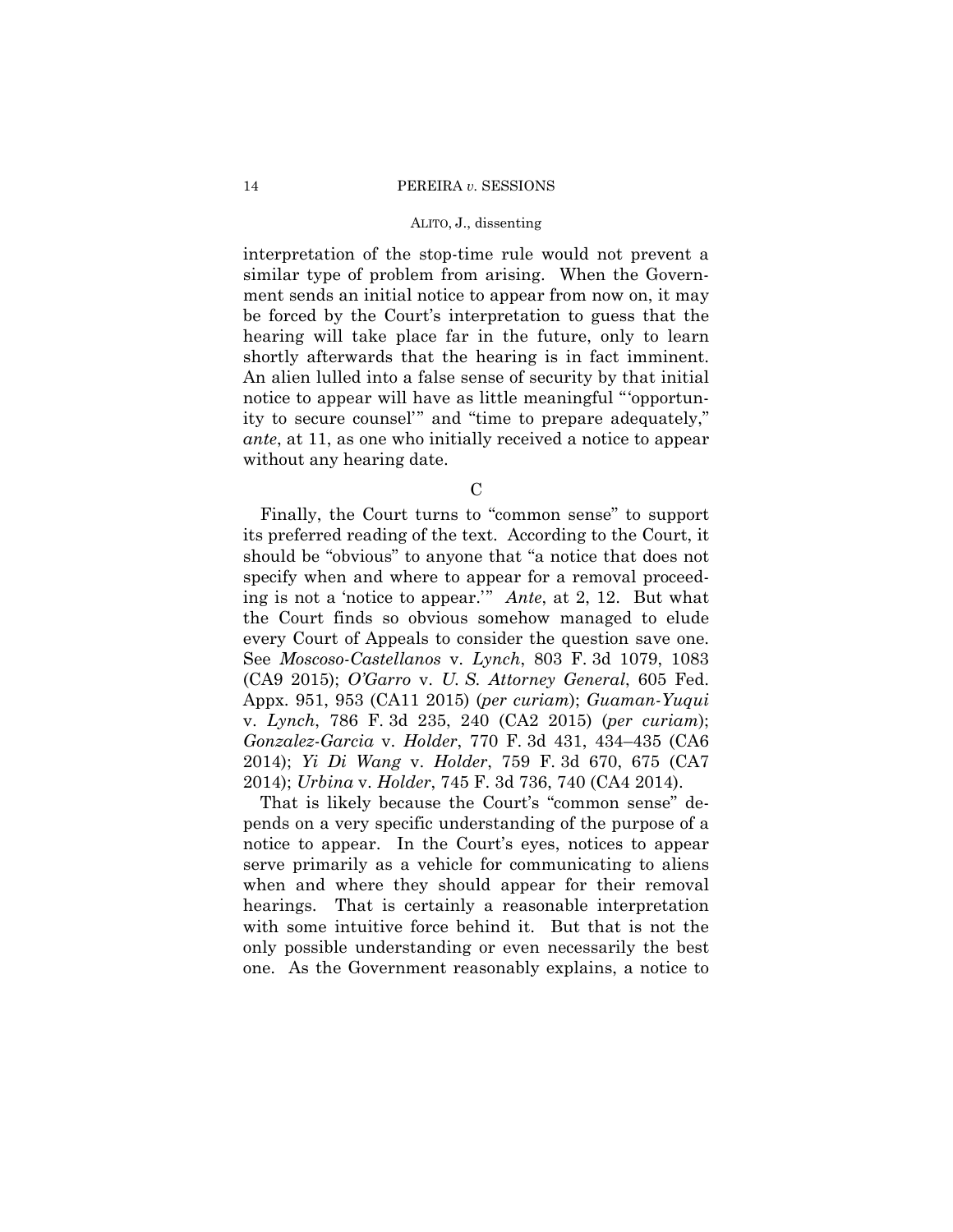interpretation of the stop-time rule would not prevent a similar type of problem from arising. When the Government sends an initial notice to appear from now on, it may be forced by the Court's interpretation to guess that the hearing will take place far in the future, only to learn shortly afterwards that the hearing is in fact imminent. An alien lulled into a false sense of security by that initial notice to appear will have as little meaningful "'opportunity to secure counsel'" and "time to prepare adequately," *ante*, at 11, as one who initially received a notice to appear without any hearing date.

C

Finally, the Court turns to "common sense" to support its preferred reading of the text. According to the Court, it should be "obvious" to anyone that "a notice that does not specify when and where to appear for a removal proceeding is not a 'notice to appear.'" *Ante*, at 2, 12. But what the Court finds so obvious somehow managed to elude every Court of Appeals to consider the question save one. See *Moscoso-Castellanos* v. *Lynch*, 803 F. 3d 1079, 1083 (CA9 2015); *O'Garro* v. *U. S. Attorney General*, 605 Fed. Appx. 951, 953 (CA11 2015) (*per curiam*); *Guaman-Yuqui* v. *Lynch*, 786 F. 3d 235, 240 (CA2 2015) (*per curiam*); *Gonzalez-Garcia* v. *Holder*, 770 F. 3d 431, 434–435 (CA6 2014); *Yi Di Wang* v. *Holder*, 759 F. 3d 670, 675 (CA7 2014); *Urbina* v. *Holder*, 745 F. 3d 736, 740 (CA4 2014).

That is likely because the Court's "common sense" depends on a very specific understanding of the purpose of a notice to appear. In the Court's eyes, notices to appear serve primarily as a vehicle for communicating to aliens when and where they should appear for their removal hearings. That is certainly a reasonable interpretation with some intuitive force behind it. But that is not the only possible understanding or even necessarily the best one. As the Government reasonably explains, a notice to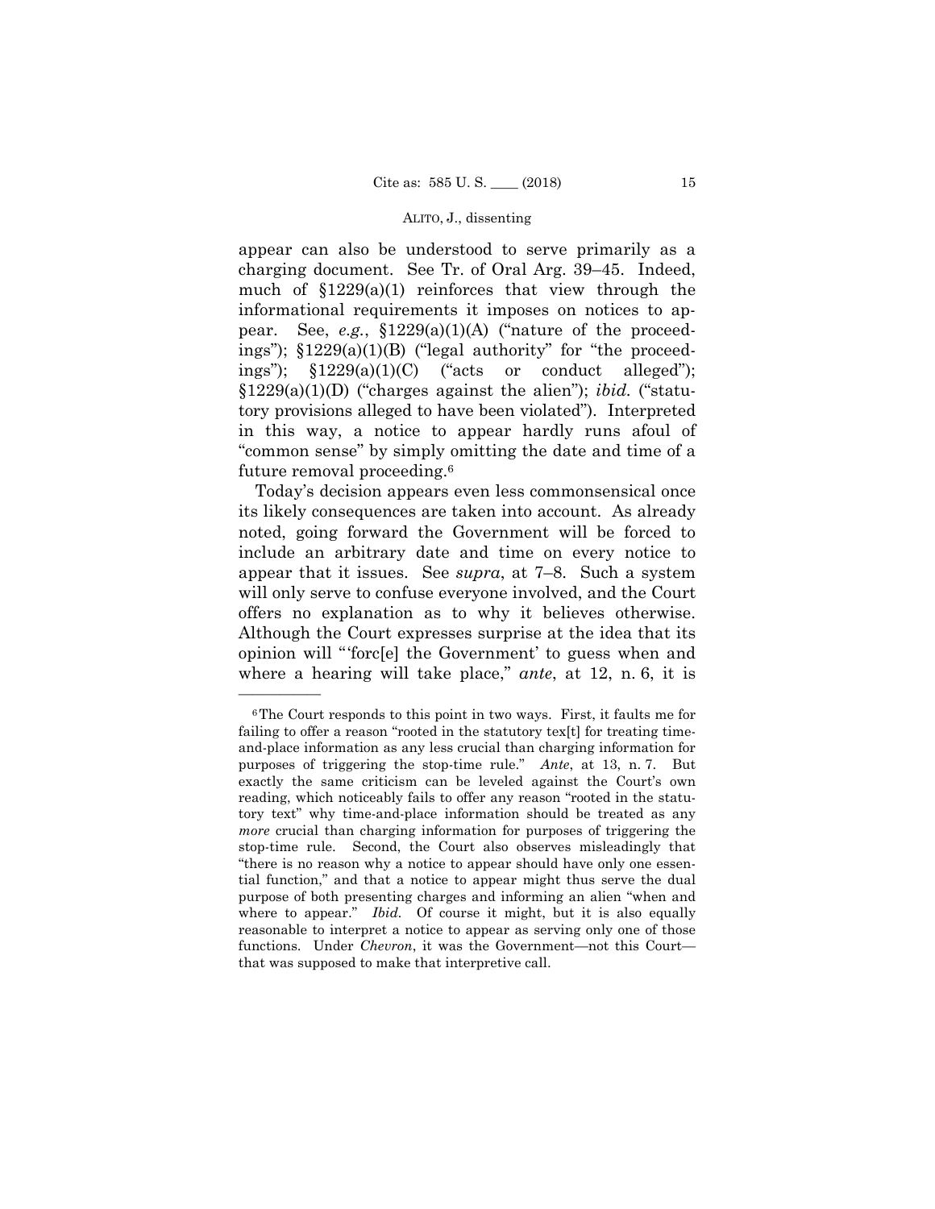appear can also be understood to serve primarily as a charging document. See Tr. of Oral Arg. 39–45. Indeed, much of §1229(a)(1) reinforces that view through the informational requirements it imposes on notices to appear. See, *e.g.*, §1229(a)(1)(A) ("nature of the proceedings"); §1229(a)(1)(B) ("legal authority" for "the proceedings"); §1229(a)(1)(C) ("acts or conduct alleged"); §1229(a)(1)(D) ("charges against the alien"); *ibid.* ("statutory provisions alleged to have been violated"). Interpreted in this way, a notice to appear hardly runs afoul of "common sense" by simply omitting the date and time of a future removal proceeding.[6]

Today's decision appears even less commonsensical once its likely consequences are taken into account. As already noted, going forward the Government will be forced to include an arbitrary date and time on every notice to appear that it issues. See *supra*, at 7–8. Such a system will only serve to confuse everyone involved, and the Court offers no explanation as to why it believes otherwise. Although the Court expresses surprise at the idea that its opinion will "'forc[e] the Government' to guess when and where a hearing will take place," *ante*, at 12, n. 6, it is

---

[6] The Court responds to this point in two ways. First, it faults me for failing to offer a reason "rooted in the statutory tex[t] for treating time-and-place information as any less crucial than charging information for purposes of triggering the stop-time rule." *Ante*, at 13, n. 7. But exactly the same criticism can be leveled against the Court's own reading, which noticeably fails to offer any reason "rooted in the statutory text" why time-and-place information should be treated as any *more* crucial than charging information for purposes of triggering the stop-time rule. Second, the Court also observes misleadingly that "there is no reason why a notice to appear should have only one essential function," and that a notice to appear might thus serve the dual purpose of both presenting charges and informing an alien "when and where to appear." *Ibid.* Of course it might, but it is also equally reasonable to interpret a notice to appear as serving only one of those functions. Under *Chevron*, it was the Government—not this Court—that was supposed to make that interpretive call.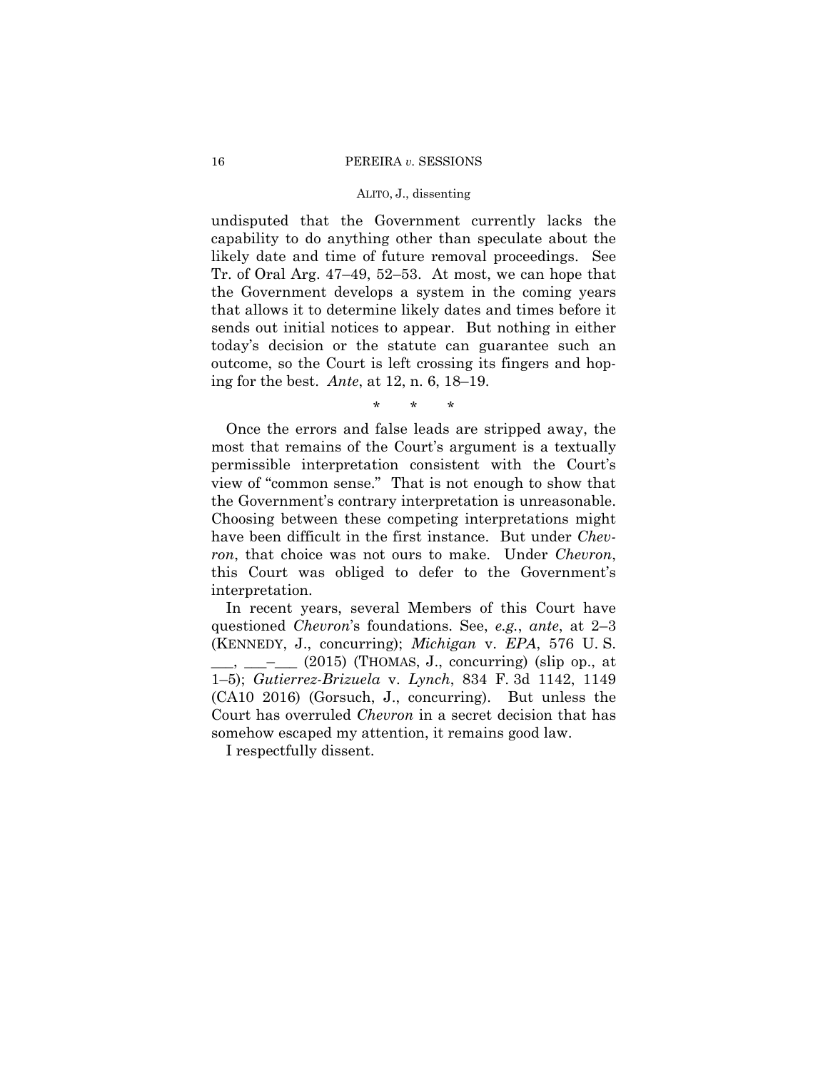undisputed that the Government currently lacks the capability to do anything other than speculate about the likely date and time of future removal proceedings. See Tr. of Oral Arg. 47–49, 52–53. At most, we can hope that the Government develops a system in the coming years that allows it to determine likely dates and times before it sends out initial notices to appear. But nothing in either today's decision or the statute can guarantee such an outcome, so the Court is left crossing its fingers and hoping for the best. *Ante*, at 12, n. 6, 18–19.

\* \* \*

Once the errors and false leads are stripped away, the most that remains of the Court's argument is a textually permissible interpretation consistent with the Court's view of "common sense." That is not enough to show that the Government's contrary interpretation is unreasonable. Choosing between these competing interpretations might have been difficult in the first instance. But under *Chevron*, that choice was not ours to make. Under *Chevron*, this Court was obliged to defer to the Government's interpretation.

In recent years, several Members of this Court have questioned *Chevron*'s foundations. See, *e.g.*, *ante*, at 2–3 (KENNEDY, J., concurring); *Michigan* v. *EPA*, 576 U. S. \_\_\_, \_\_\_–\_\_\_ (2015) (THOMAS, J., concurring) (slip op., at 1–5); *Gutierrez-Brizuela* v. *Lynch*, 834 F. 3d 1142, 1149 (CA10 2016) (Gorsuch, J., concurring). But unless the Court has overruled *Chevron* in a secret decision that has somehow escaped my attention, it remains good law.

I respectfully dissent.